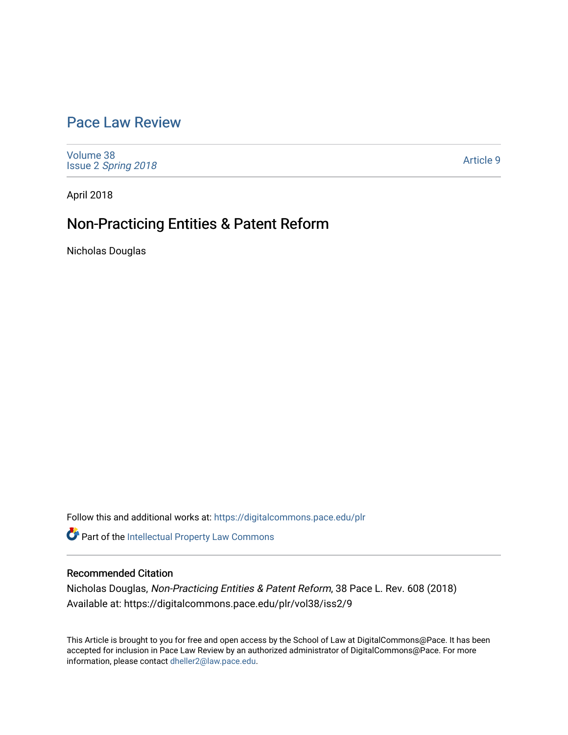# Pace Law Review

Volume 38
Issue 2 *Spring 2018*

Article 9

April 2018

## Non-Practicing Entities & Patent Reform

Nicholas Douglas

Follow this and additional works at: https://digitalcommons.pace.edu/plr

Part of the Intellectual Property Law Commons

### Recommended Citation

Nicholas Douglas, *Non-Practicing Entities & Patent Reform*, 38 Pace L. Rev. 608 (2018)
Available at: https://digitalcommons.pace.edu/plr/vol38/iss2/9

This Article is brought to you for free and open access by the School of Law at DigitalCommons@Pace. It has been accepted for inclusion in Pace Law Review by an authorized administrator of DigitalCommons@Pace. For more information, please contact dheller2@law.pace.edu.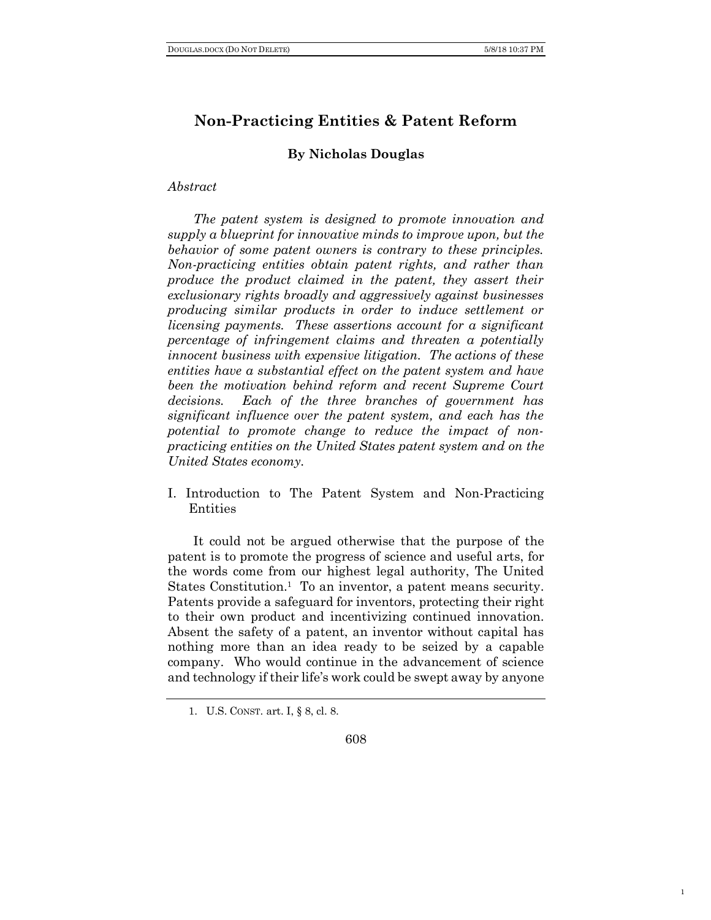# Non-Practicing Entities & Patent Reform

**By Nicholas Douglas**

*Abstract*

*The patent system is designed to promote innovation and supply a blueprint for innovative minds to improve upon, but the behavior of some patent owners is contrary to these principles. Non-practicing entities obtain patent rights, and rather than produce the product claimed in the patent, they assert their exclusionary rights broadly and aggressively against businesses producing similar products in order to induce settlement or licensing payments. These assertions account for a significant percentage of infringement claims and threaten a potentially innocent business with expensive litigation. The actions of these entities have a substantial effect on the patent system and have been the motivation behind reform and recent Supreme Court decisions. Each of the three branches of government has significant influence over the patent system, and each has the potential to promote change to reduce the impact of non-practicing entities on the United States patent system and on the United States economy.*

## I. Introduction to The Patent System and Non-Practicing Entities

It could not be argued otherwise that the purpose of the patent is to promote the progress of science and useful arts, for the words come from our highest legal authority, The United States Constitution.[1] To an inventor, a patent means security. Patents provide a safeguard for inventors, protecting their right to their own product and incentivizing continued innovation. Absent the safety of a patent, an inventor without capital has nothing more than an idea ready to be seized by a capable company. Who would continue in the advancement of science and technology if their life's work could be swept away by anyone

1. U.S. CONST. art. I, § 8, cl. 8.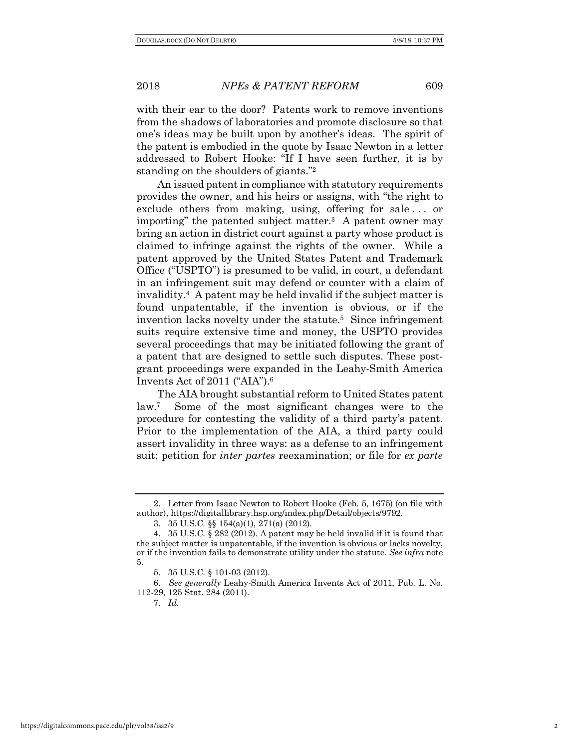with their ear to the door? Patents work to remove inventions from the shadows of laboratories and promote disclosure so that one's ideas may be built upon by another's ideas. The spirit of the patent is embodied in the quote by Isaac Newton in a letter addressed to Robert Hooke: "If I have seen further, it is by standing on the shoulders of giants."[2]

An issued patent in compliance with statutory requirements provides the owner, and his heirs or assigns, with "the right to exclude others from making, using, offering for sale . . . or importing" the patented subject matter.[3] A patent owner may bring an action in district court against a party whose product is claimed to infringe against the rights of the owner. While a patent approved by the United States Patent and Trademark Office ("USPTO") is presumed to be valid, in court, a defendant in an infringement suit may defend or counter with a claim of invalidity.[4] A patent may be held invalid if the subject matter is found unpatentable, if the invention is obvious, or if the invention lacks novelty under the statute.[5] Since infringement suits require extensive time and money, the USPTO provides several proceedings that may be initiated following the grant of a patent that are designed to settle such disputes. These post-grant proceedings were expanded in the Leahy-Smith America Invents Act of 2011 ("AIA").[6]

The AIA brought substantial reform to United States patent law.[7] Some of the most significant changes were to the procedure for contesting the validity of a third party's patent. Prior to the implementation of the AIA, a third party could assert invalidity in three ways: as a defense to an infringement suit; petition for *inter partes* reexamination; or file for *ex parte*

---

2. Letter from Isaac Newton to Robert Hooke (Feb. 5, 1675) (on file with author), https://digitallibrary.hsp.org/index.php/Detail/objects/9792.

3. 35 U.S.C. §§ 154(a)(1), 271(a) (2012).

4. 35 U.S.C. § 282 (2012). A patent may be held invalid if it is found that the subject matter is unpatentable, if the invention is obvious or lacks novelty, or if the invention fails to demonstrate utility under the statute. *See infra* note 5.

5. 35 U.S.C. § 101-03 (2012).

6. *See generally* Leahy-Smith America Invents Act of 2011, Pub. L. No. 112-29, 125 Stat. 284 (2011).

7. *Id.*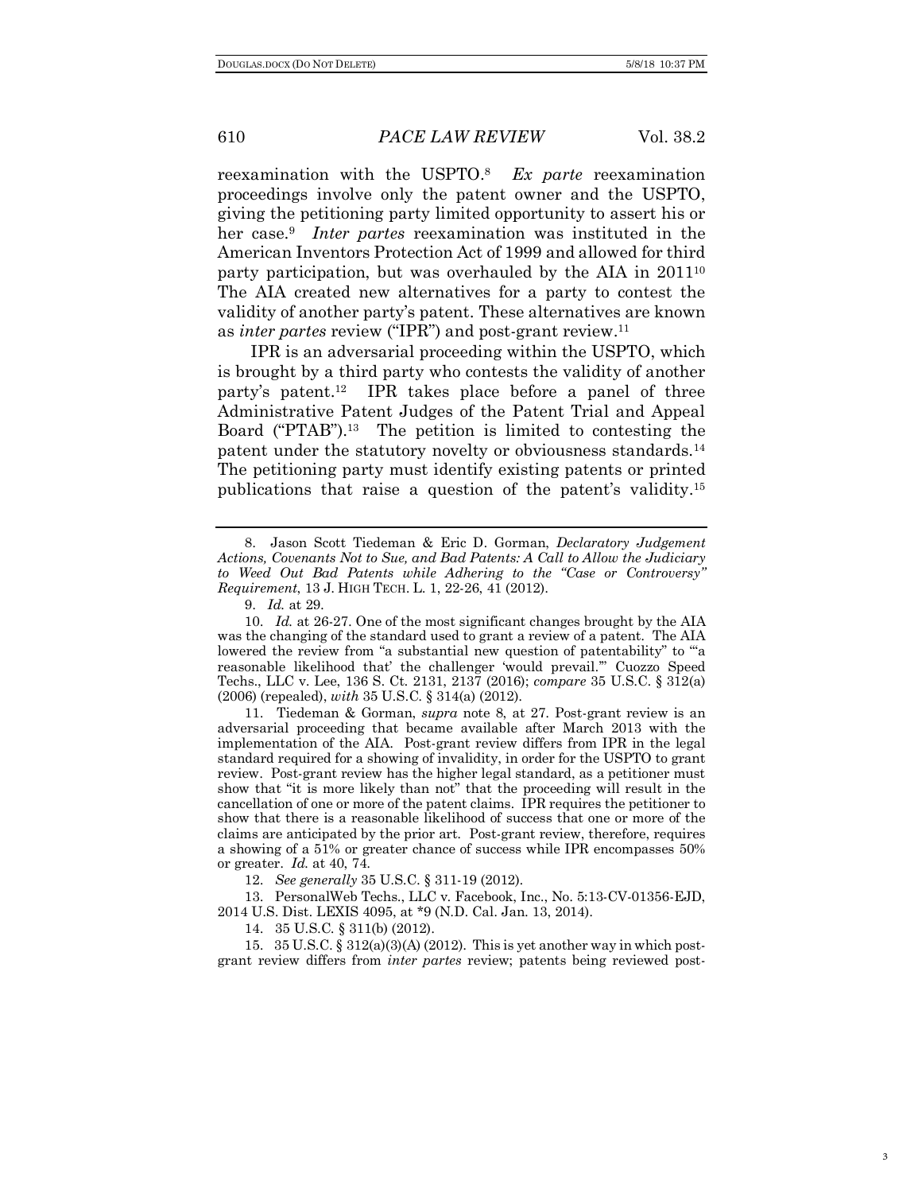reexamination with the USPTO.[8] *Ex parte* reexamination proceedings involve only the patent owner and the USPTO, giving the petitioning party limited opportunity to assert his or her case.[9] *Inter partes* reexamination was instituted in the American Inventors Protection Act of 1999 and allowed for third party participation, but was overhauled by the AIA in 2011[10] The AIA created new alternatives for a party to contest the validity of another party's patent. These alternatives are known as *inter partes* review ("IPR") and post-grant review.[11]

IPR is an adversarial proceeding within the USPTO, which is brought by a third party who contests the validity of another party's patent.[12] IPR takes place before a panel of three Administrative Patent Judges of the Patent Trial and Appeal Board ("PTAB").[13] The petition is limited to contesting the patent under the statutory novelty or obviousness standards.[14] The petitioning party must identify existing patents or printed publications that raise a question of the patent's validity.[15]

---

8. Jason Scott Tiedeman & Eric D. Gorman, *Declaratory Judgement Actions, Covenants Not to Sue, and Bad Patents: A Call to Allow the Judiciary to Weed Out Bad Patents while Adhering to the "Case or Controversy" Requirement*, 13 J. HIGH TECH. L. 1, 22-26, 41 (2012).

9. *Id.* at 29.

10. *Id.* at 26-27. One of the most significant changes brought by the AIA was the changing of the standard used to grant a review of a patent. The AIA lowered the review from "a substantial new question of patentability" to "'a reasonable likelihood that' the challenger 'would prevail.'" Cuozzo Speed Techs., LLC v. Lee, 136 S. Ct. 2131, 2137 (2016); *compare* 35 U.S.C. § 312(a) (2006) (repealed), *with* 35 U.S.C. § 314(a) (2012).

11. Tiedeman & Gorman, *supra* note 8, at 27. Post-grant review is an adversarial proceeding that became available after March 2013 with the implementation of the AIA. Post-grant review differs from IPR in the legal standard required for a showing of invalidity, in order for the USPTO to grant review. Post-grant review has the higher legal standard, as a petitioner must show that "it is more likely than not" that the proceeding will result in the cancellation of one or more of the patent claims. IPR requires the petitioner to show that there is a reasonable likelihood of success that one or more of the claims are anticipated by the prior art. Post-grant review, therefore, requires a showing of a 51% or greater chance of success while IPR encompasses 50% or greater. *Id.* at 40, 74.

12. *See generally* 35 U.S.C. § 311-19 (2012).

13. PersonalWeb Techs., LLC v. Facebook, Inc., No. 5:13-CV-01356-EJD, 2014 U.S. Dist. LEXIS 4095, at *9 (N.D. Cal. Jan. 13, 2014).

14. 35 U.S.C. § 311(b) (2012).

15. 35 U.S.C. § 312(a)(3)(A) (2012). This is yet another way in which post-grant review differs from *inter partes* review; patents being reviewed post-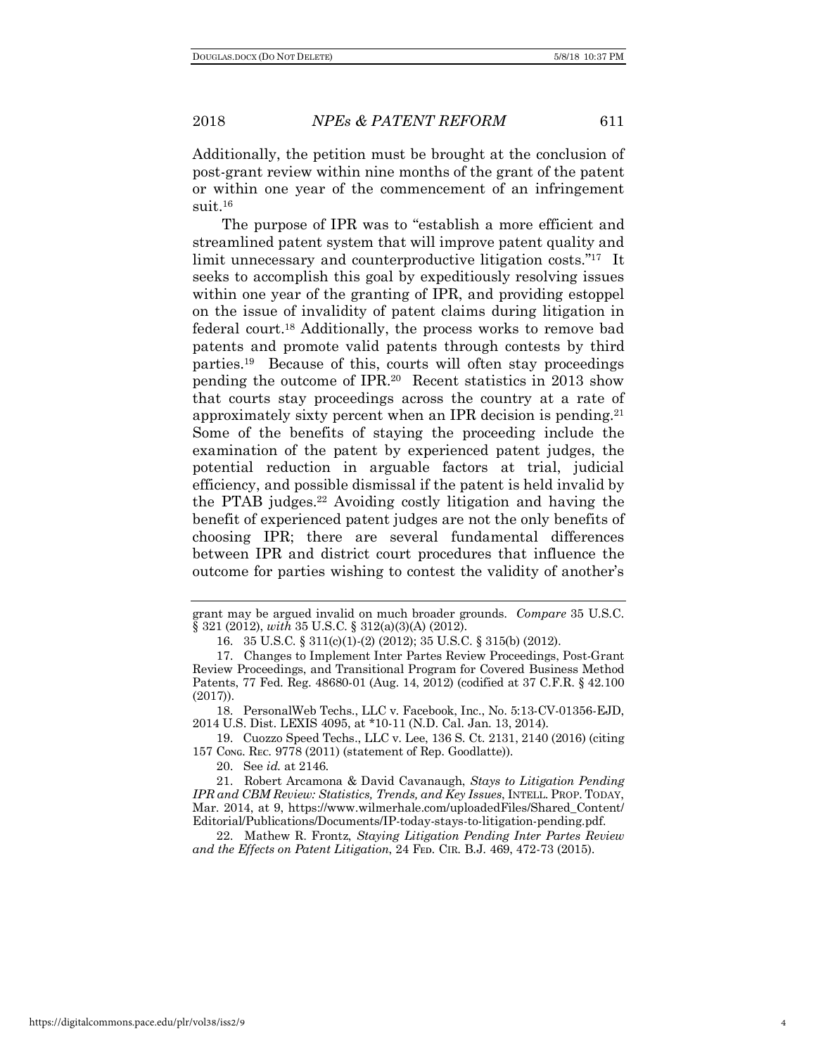Additionally, the petition must be brought at the conclusion of post-grant review within nine months of the grant of the patent or within one year of the commencement of an infringement suit.[16]

The purpose of IPR was to "establish a more efficient and streamlined patent system that will improve patent quality and limit unnecessary and counterproductive litigation costs."[17] It seeks to accomplish this goal by expeditiously resolving issues within one year of the granting of IPR, and providing estoppel on the issue of invalidity of patent claims during litigation in federal court.[18] Additionally, the process works to remove bad patents and promote valid patents through contests by third parties.[19] Because of this, courts will often stay proceedings pending the outcome of IPR.[20] Recent statistics in 2013 show that courts stay proceedings across the country at a rate of approximately sixty percent when an IPR decision is pending.[21] Some of the benefits of staying the proceeding include the examination of the patent by experienced patent judges, the potential reduction in arguable factors at trial, judicial efficiency, and possible dismissal if the patent is held invalid by the PTAB judges.[22] Avoiding costly litigation and having the benefit of experienced patent judges are not the only benefits of choosing IPR; there are several fundamental differences between IPR and district court procedures that influence the outcome for parties wishing to contest the validity of another's

---

grant may be argued invalid on much broader grounds. *Compare* 35 U.S.C. § 321 (2012), *with* 35 U.S.C. § 312(a)(3)(A) (2012).

16. 35 U.S.C. § 311(c)(1)-(2) (2012); 35 U.S.C. § 315(b) (2012).

17. Changes to Implement Inter Partes Review Proceedings, Post-Grant Review Proceedings, and Transitional Program for Covered Business Method Patents, 77 Fed. Reg. 48680-01 (Aug. 14, 2012) (codified at 37 C.F.R. § 42.100 (2017)).

18. PersonalWeb Techs., LLC v. Facebook, Inc., No. 5:13-CV-01356-EJD, 2014 U.S. Dist. LEXIS 4095, at *10-11 (N.D. Cal. Jan. 13, 2014).

19. Cuozzo Speed Techs., LLC v. Lee, 136 S. Ct. 2131, 2140 (2016) (citing 157 CONG. REC. 9778 (2011) (statement of Rep. Goodlatte)).

20. See *id.* at 2146.

21. Robert Arcamona & David Cavanaugh, *Stays to Litigation Pending IPR and CBM Review: Statistics, Trends, and Key Issues*, INTELL. PROP. TODAY, Mar. 2014, at 9, https://www.wilmerhale.com/uploadedFiles/Shared_Content/Editorial/Publications/Documents/IP-today-stays-to-litigation-pending.pdf.

22. Mathew R. Frontz, *Staying Litigation Pending Inter Partes Review and the Effects on Patent Litigation*, 24 FED. CIR. B.J. 469, 472-73 (2015).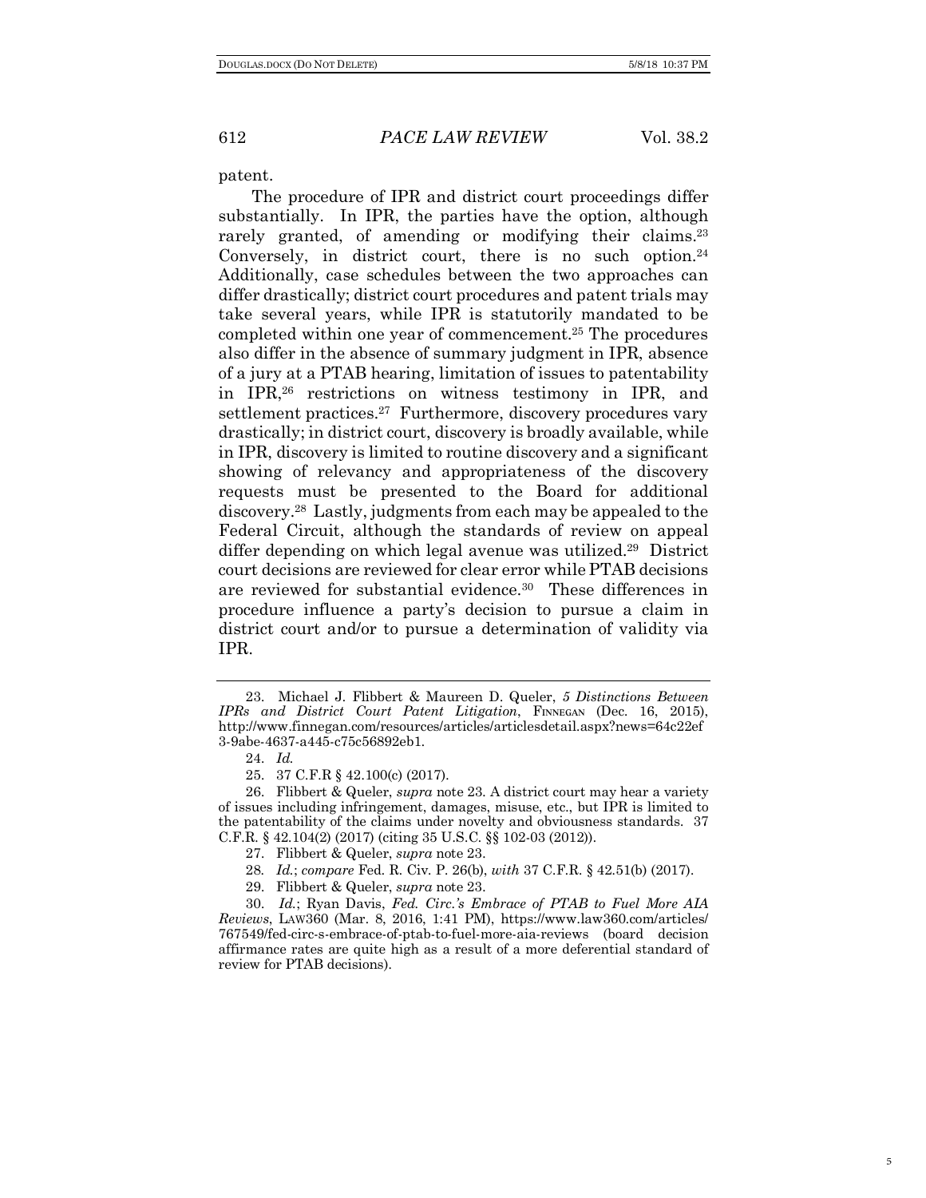patent.

The procedure of IPR and district court proceedings differ substantially. In IPR, the parties have the option, although rarely granted, of amending or modifying their claims.[23] Conversely, in district court, there is no such option.[24] Additionally, case schedules between the two approaches can differ drastically; district court procedures and patent trials may take several years, while IPR is statutorily mandated to be completed within one year of commencement.[25] The procedures also differ in the absence of summary judgment in IPR, absence of a jury at a PTAB hearing, limitation of issues to patentability in IPR,[26] restrictions on witness testimony in IPR, and settlement practices.[27] Furthermore, discovery procedures vary drastically; in district court, discovery is broadly available, while in IPR, discovery is limited to routine discovery and a significant showing of relevancy and appropriateness of the discovery requests must be presented to the Board for additional discovery.[28] Lastly, judgments from each may be appealed to the Federal Circuit, although the standards of review on appeal differ depending on which legal avenue was utilized.[29] District court decisions are reviewed for clear error while PTAB decisions are reviewed for substantial evidence.[30] These differences in procedure influence a party's decision to pursue a claim in district court and/or to pursue a determination of validity via IPR.

---

23. Michael J. Flibbert & Maureen D. Queler, *5 Distinctions Between IPRs and District Court Patent Litigation*, FINNEGAN (Dec. 16, 2015), http://www.finnegan.com/resources/articles/articlesdetail.aspx?news=64c22ef3-9abe-4637-a445-c75c56892eb1.

24. *Id.*

25. 37 C.F.R § 42.100(c) (2017).

26. Flibbert & Queler, *supra* note 23. A district court may hear a variety of issues including infringement, damages, misuse, etc., but IPR is limited to the patentability of the claims under novelty and obviousness standards. 37 C.F.R. § 42.104(2) (2017) (citing 35 U.S.C. §§ 102-03 (2012)).

27. Flibbert & Queler, *supra* note 23.

28. *Id.*; *compare* Fed. R. Civ. P. 26(b), *with* 37 C.F.R. § 42.51(b) (2017).

29. Flibbert & Queler, *supra* note 23.

30. *Id.*; Ryan Davis, *Fed. Circ.'s Embrace of PTAB to Fuel More AIA Reviews*, LAW360 (Mar. 8, 2016, 1:41 PM), https://www.law360.com/articles/767549/fed-circ-s-embrace-of-ptab-to-fuel-more-aia-reviews (board decision affirmance rates are quite high as a result of a more deferential standard of review for PTAB decisions).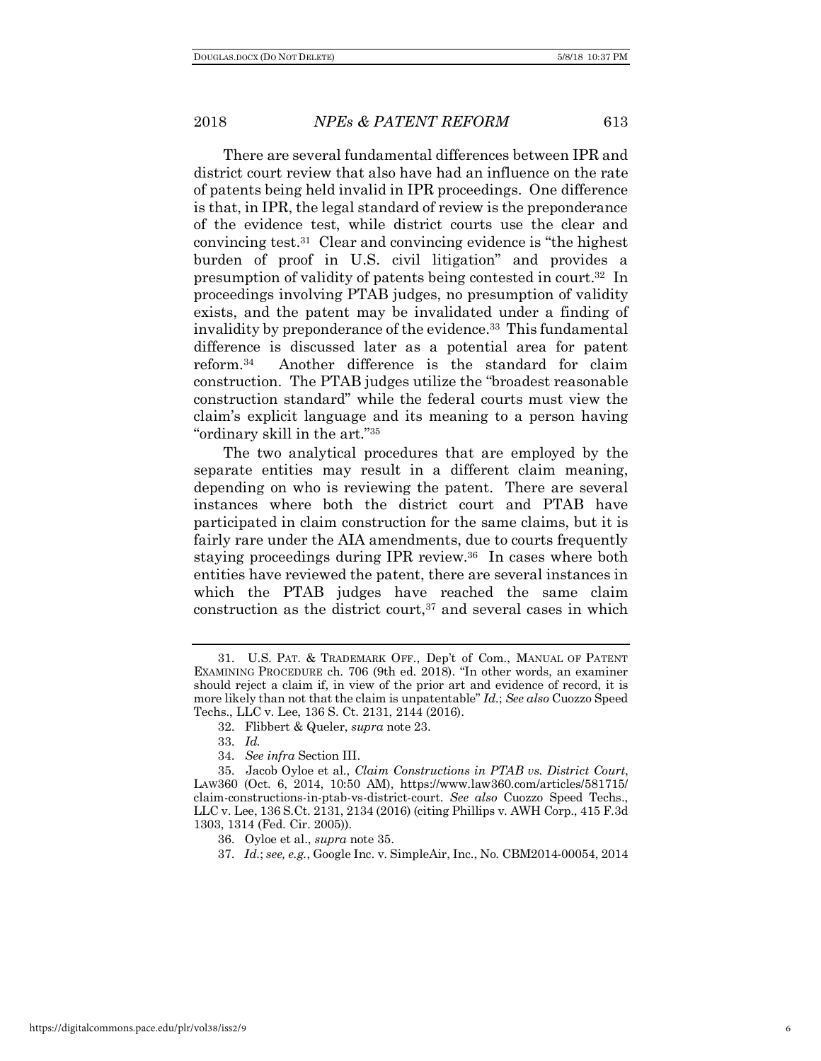There are several fundamental differences between IPR and district court review that also have had an influence on the rate of patents being held invalid in IPR proceedings. One difference is that, in IPR, the legal standard of review is the preponderance of the evidence test, while district courts use the clear and convincing test.[31] Clear and convincing evidence is "the highest burden of proof in U.S. civil litigation" and provides a presumption of validity of patents being contested in court.[32] In proceedings involving PTAB judges, no presumption of validity exists, and the patent may be invalidated under a finding of invalidity by preponderance of the evidence.[33] This fundamental difference is discussed later as a potential area for patent reform.[34] Another difference is the standard for claim construction. The PTAB judges utilize the "broadest reasonable construction standard" while the federal courts must view the claim's explicit language and its meaning to a person having "ordinary skill in the art."[35]

The two analytical procedures that are employed by the separate entities may result in a different claim meaning, depending on who is reviewing the patent. There are several instances where both the district court and PTAB have participated in claim construction for the same claims, but it is fairly rare under the AIA amendments, due to courts frequently staying proceedings during IPR review.[36] In cases where both entities have reviewed the patent, there are several instances in which the PTAB judges have reached the same claim construction as the district court,[37] and several cases in which

---

31. U.S. PAT. & TRADEMARK OFF., Dep't of Com., MANUAL OF PATENT EXAMINING PROCEDURE ch. 706 (9th ed. 2018). "In other words, an examiner should reject a claim if, in view of the prior art and evidence of record, it is more likely than not that the claim is unpatentable" *Id.*; *See also* Cuozzo Speed Techs., LLC v. Lee, 136 S. Ct. 2131, 2144 (2016).

32. Flibbert & Queler, *supra* note 23.

33. *Id.*

34. *See infra* Section III.

35. Jacob Oyloe et al., *Claim Constructions in PTAB vs. District Court*, LAW360 (Oct. 6, 2014, 10:50 AM), https://www.law360.com/articles/581715/claim-constructions-in-ptab-vs-district-court. *See also* Cuozzo Speed Techs., LLC v. Lee, 136 S.Ct. 2131, 2134 (2016) (citing Phillips v. AWH Corp., 415 F.3d 1303, 1314 (Fed. Cir. 2005)).

36. Oyloe et al., *supra* note 35.

37. *Id.*; *see, e.g.*, Google Inc. v. SimpleAir, Inc., No. CBM2014-00054, 2014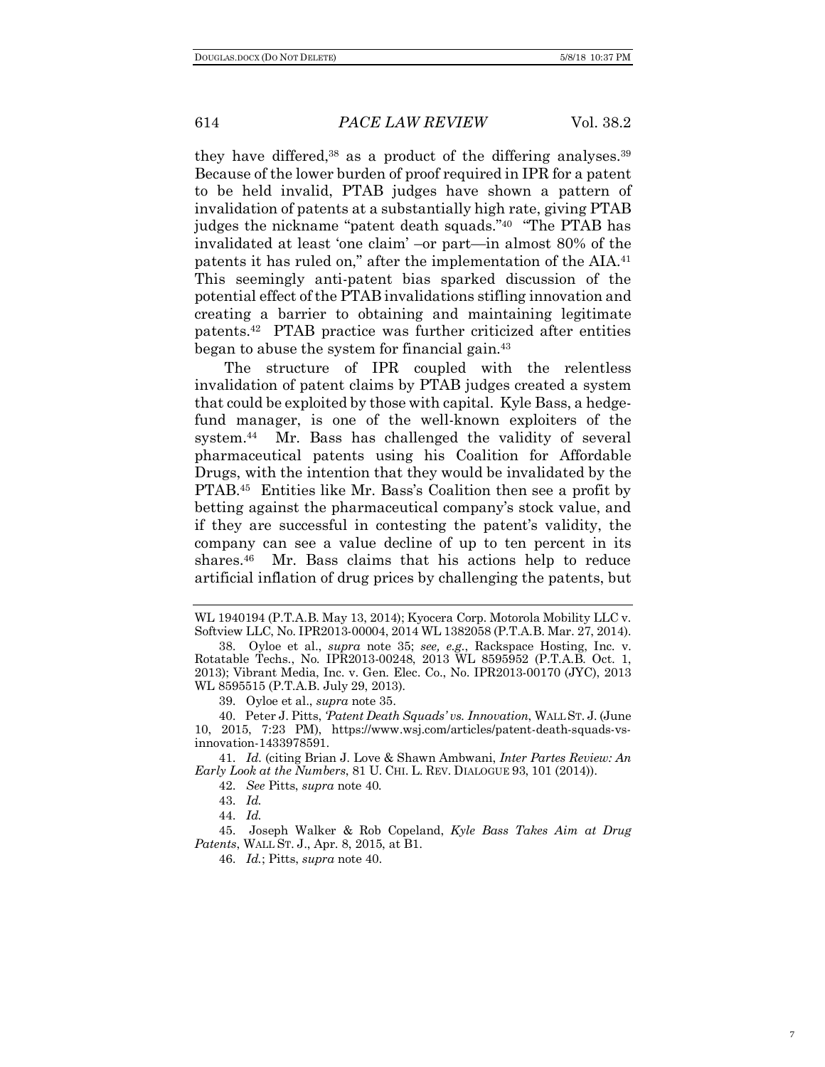they have differed,[38] as a product of the differing analyses.[39] Because of the lower burden of proof required in IPR for a patent to be held invalid, PTAB judges have shown a pattern of invalidation of patents at a substantially high rate, giving PTAB judges the nickname "patent death squads."[40] "The PTAB has invalidated at least 'one claim' –or part—in almost 80% of the patents it has ruled on," after the implementation of the AIA.[41] This seemingly anti-patent bias sparked discussion of the potential effect of the PTAB invalidations stifling innovation and creating a barrier to obtaining and maintaining legitimate patents.[42] PTAB practice was further criticized after entities began to abuse the system for financial gain.[43]

The structure of IPR coupled with the relentless invalidation of patent claims by PTAB judges created a system that could be exploited by those with capital. Kyle Bass, a hedge-fund manager, is one of the well-known exploiters of the system.[44] Mr. Bass has challenged the validity of several pharmaceutical patents using his Coalition for Affordable Drugs, with the intention that they would be invalidated by the PTAB.[45] Entities like Mr. Bass's Coalition then see a profit by betting against the pharmaceutical company's stock value, and if they are successful in contesting the patent's validity, the company can see a value decline of up to ten percent in its shares.[46] Mr. Bass claims that his actions help to reduce artificial inflation of drug prices by challenging the patents, but

---

WL 1940194 (P.T.A.B. May 13, 2014); Kyocera Corp. Motorola Mobility LLC v. Softview LLC, No. IPR2013-00004, 2014 WL 1382058 (P.T.A.B. Mar. 27, 2014).

38. Oyloe et al., *supra* note 35; *see, e.g.*, Rackspace Hosting, Inc. v. Rotatable Techs., No. IPR2013-00248, 2013 WL 8595952 (P.T.A.B. Oct. 1, 2013); Vibrant Media, Inc. v. Gen. Elec. Co., No. IPR2013-00170 (JYC), 2013 WL 8595515 (P.T.A.B. July 29, 2013).

39. Oyloe et al., *supra* note 35.

40. Peter J. Pitts, *'Patent Death Squads' vs. Innovation*, WALL ST. J. (June 10, 2015, 7:23 PM), https://www.wsj.com/articles/patent-death-squads-vs-innovation-1433978591.

41. *Id.* (citing Brian J. Love & Shawn Ambwani, *Inter Partes Review: An Early Look at the Numbers*, 81 U. CHI. L. REV. DIALOGUE 93, 101 (2014)).

42. *See* Pitts, *supra* note 40.

43. *Id.*

44. *Id.*

45. Joseph Walker & Rob Copeland, *Kyle Bass Takes Aim at Drug Patents*, WALL ST. J., Apr. 8, 2015, at B1.

46. *Id.*; Pitts, *supra* note 40.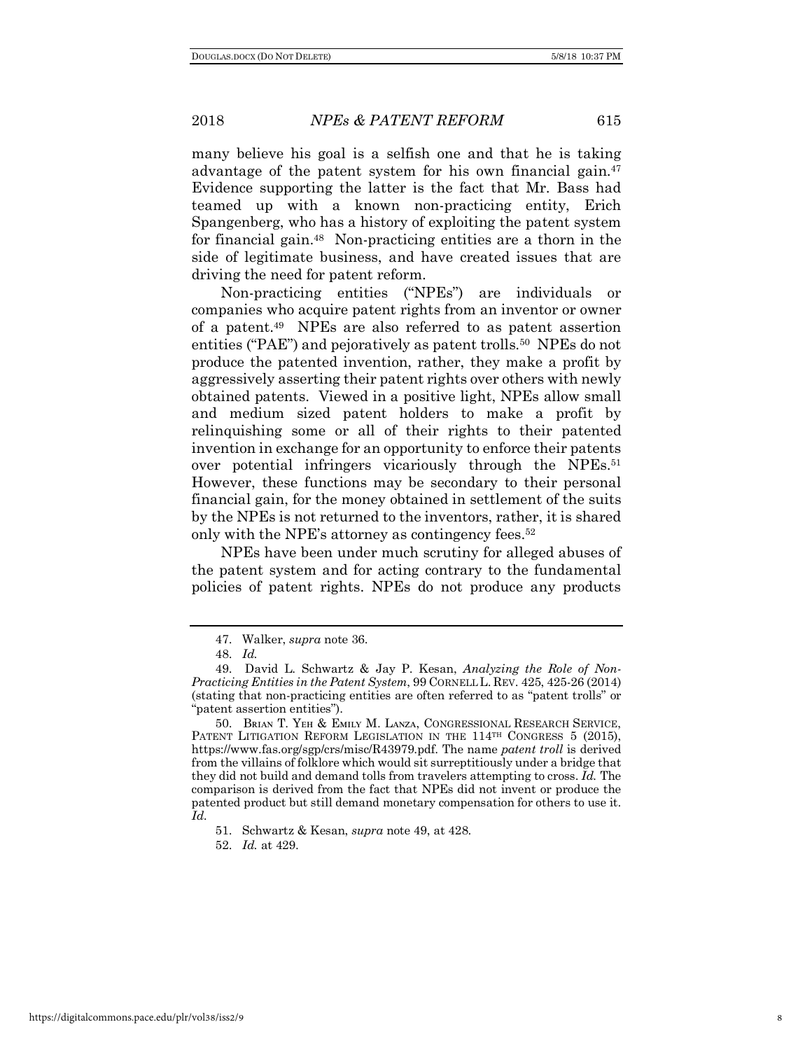many believe his goal is a selfish one and that he is taking advantage of the patent system for his own financial gain.[47] Evidence supporting the latter is the fact that Mr. Bass had teamed up with a known non-practicing entity, Erich Spangenberg, who has a history of exploiting the patent system for financial gain.[48] Non-practicing entities are a thorn in the side of legitimate business, and have created issues that are driving the need for patent reform.

Non-practicing entities ("NPEs") are individuals or companies who acquire patent rights from an inventor or owner of a patent.[49] NPEs are also referred to as patent assertion entities ("PAE") and pejoratively as patent trolls.[50] NPEs do not produce the patented invention, rather, they make a profit by aggressively asserting their patent rights over others with newly obtained patents. Viewed in a positive light, NPEs allow small and medium sized patent holders to make a profit by relinquishing some or all of their rights to their patented invention in exchange for an opportunity to enforce their patents over potential infringers vicariously through the NPEs.[51] However, these functions may be secondary to their personal financial gain, for the money obtained in settlement of the suits by the NPEs is not returned to the inventors, rather, it is shared only with the NPE's attorney as contingency fees.[52]

NPEs have been under much scrutiny for alleged abuses of the patent system and for acting contrary to the fundamental policies of patent rights. NPEs do not produce any products

---

47. Walker, *supra* note 36.

48. *Id.*

49. David L. Schwartz & Jay P. Kesan, *Analyzing the Role of Non-Practicing Entities in the Patent System*, 99 CORNELL L. REV. 425, 425-26 (2014) (stating that non-practicing entities are often referred to as "patent trolls" or "patent assertion entities").

50. BRIAN T. YEH & EMILY M. LANZA, CONGRESSIONAL RESEARCH SERVICE, PATENT LITIGATION REFORM LEGISLATION IN THE 114TH CONGRESS 5 (2015), https://www.fas.org/sgp/crs/misc/R43979.pdf. The name *patent troll* is derived from the villains of folklore which would sit surreptitiously under a bridge that they did not build and demand tolls from travelers attempting to cross. *Id.* The comparison is derived from the fact that NPEs did not invent or produce the patented product but still demand monetary compensation for others to use it. *Id.*

51. Schwartz & Kesan, *supra* note 49, at 428.

52. *Id.* at 429.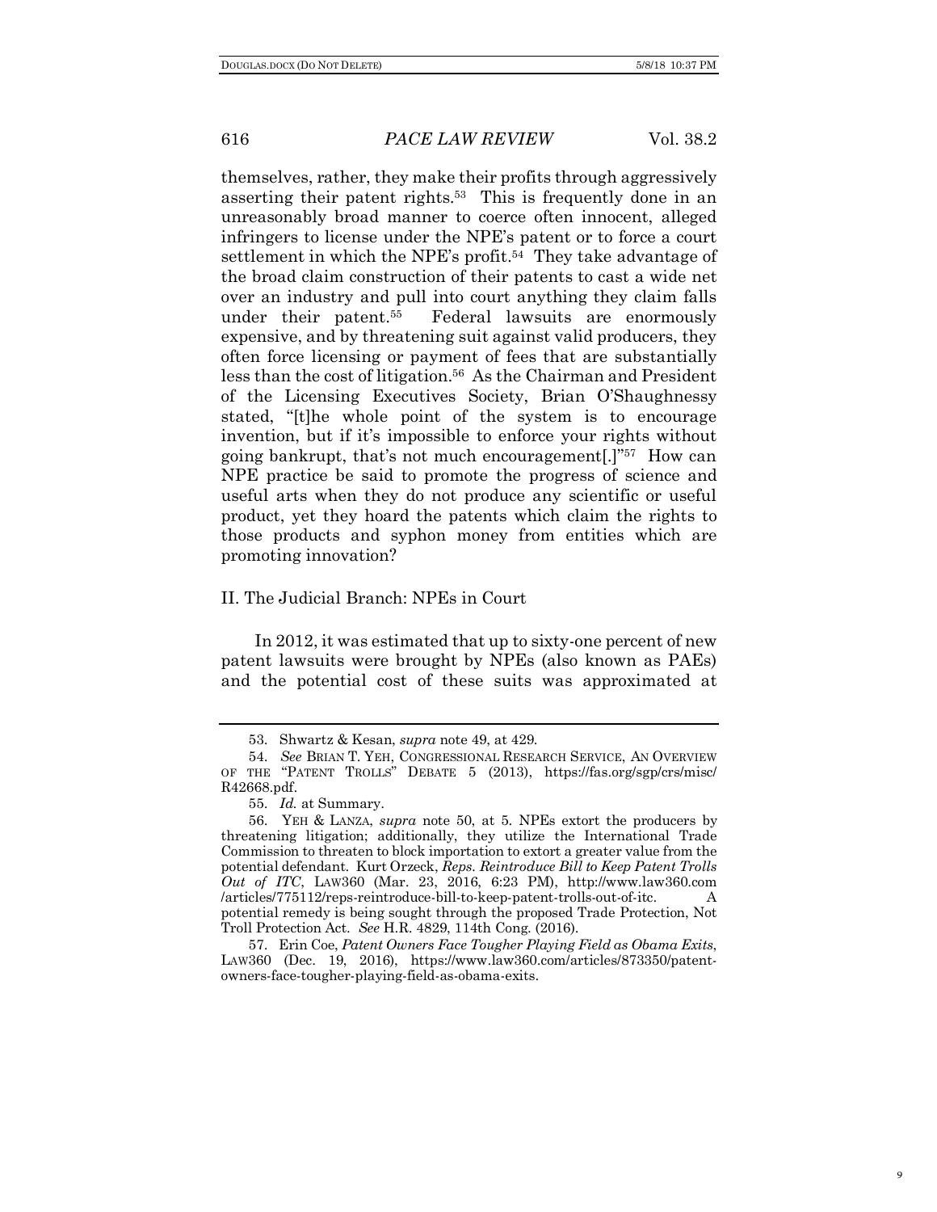themselves, rather, they make their profits through aggressively asserting their patent rights.[53] This is frequently done in an unreasonably broad manner to coerce often innocent, alleged infringers to license under the NPE's patent or to force a court settlement in which the NPE's profit.[54] They take advantage of the broad claim construction of their patents to cast a wide net over an industry and pull into court anything they claim falls under their patent.[55] Federal lawsuits are enormously expensive, and by threatening suit against valid producers, they often force licensing or payment of fees that are substantially less than the cost of litigation.[56] As the Chairman and President of the Licensing Executives Society, Brian O'Shaughnessy stated, "[t]he whole point of the system is to encourage invention, but if it's impossible to enforce your rights without going bankrupt, that's not much encouragement[.]"[57] How can NPE practice be said to promote the progress of science and useful arts when they do not produce any scientific or useful product, yet they hoard the patents which claim the rights to those products and syphon money from entities which are promoting innovation?

## II. The Judicial Branch: NPEs in Court

In 2012, it was estimated that up to sixty-one percent of new patent lawsuits were brought by NPEs (also known as PAEs) and the potential cost of these suits was approximated at

---

53. Shwartz & Kesan, *supra* note 49, at 429.

54. *See* BRIAN T. YEH, CONGRESSIONAL RESEARCH SERVICE, AN OVERVIEW OF THE "PATENT TROLLS" DEBATE 5 (2013), https://fas.org/sgp/crs/misc/R42668.pdf.

55. *Id.* at Summary.

56. YEH & LANZA, *supra* note 50, at 5. NPEs extort the producers by threatening litigation; additionally, they utilize the International Trade Commission to threaten to block importation to extort a greater value from the potential defendant. Kurt Orzeck, *Reps. Reintroduce Bill to Keep Patent Trolls Out of ITC*, LAW360 (Mar. 23, 2016, 6:23 PM), http://www.law360.com/articles/775112/reps-reintroduce-bill-to-keep-patent-trolls-out-of-itc. A potential remedy is being sought through the proposed Trade Protection, Not Troll Protection Act. *See* H.R. 4829, 114th Cong. (2016).

57. Erin Coe, *Patent Owners Face Tougher Playing Field as Obama Exits*, LAW360 (Dec. 19, 2016), https://www.law360.com/articles/873350/patent-owners-face-tougher-playing-field-as-obama-exits.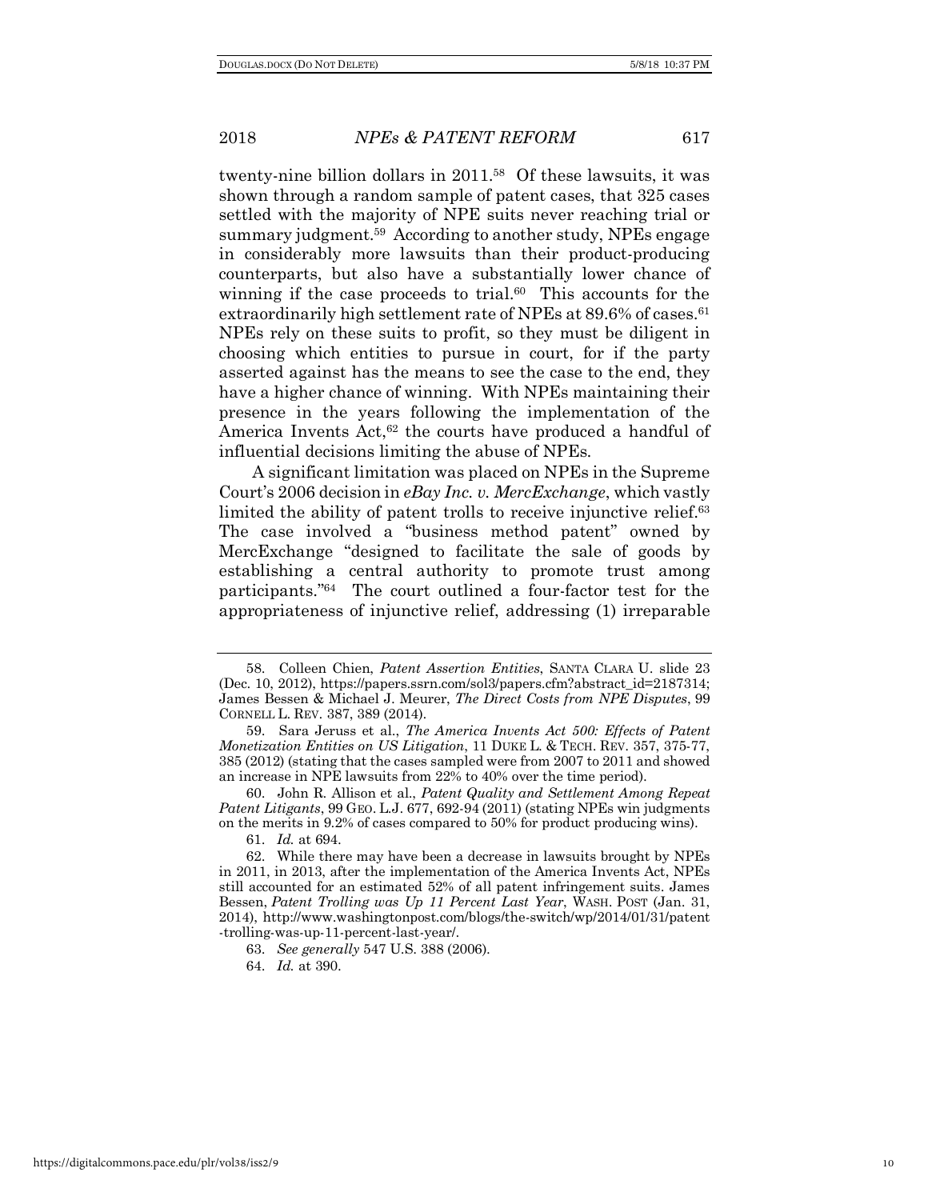twenty-nine billion dollars in 2011.[58] Of these lawsuits, it was shown through a random sample of patent cases, that 325 cases settled with the majority of NPE suits never reaching trial or summary judgment.[59] According to another study, NPEs engage in considerably more lawsuits than their product-producing counterparts, but also have a substantially lower chance of winning if the case proceeds to trial.[60] This accounts for the extraordinarily high settlement rate of NPEs at 89.6% of cases.[61] NPEs rely on these suits to profit, so they must be diligent in choosing which entities to pursue in court, for if the party asserted against has the means to see the case to the end, they have a higher chance of winning. With NPEs maintaining their presence in the years following the implementation of the America Invents Act,[62] the courts have produced a handful of influential decisions limiting the abuse of NPEs.

A significant limitation was placed on NPEs in the Supreme Court's 2006 decision in *eBay Inc. v. MercExchange*, which vastly limited the ability of patent trolls to receive injunctive relief.[63] The case involved a "business method patent" owned by MercExchange "designed to facilitate the sale of goods by establishing a central authority to promote trust among participants."[64] The court outlined a four-factor test for the appropriateness of injunctive relief, addressing (1) irreparable

---

58. Colleen Chien, *Patent Assertion Entities*, SANTA CLARA U. slide 23 (Dec. 10, 2012), https://papers.ssrn.com/sol3/papers.cfm?abstract_id=2187314; James Bessen & Michael J. Meurer, *The Direct Costs from NPE Disputes*, 99 CORNELL L. REV. 387, 389 (2014).

59. Sara Jeruss et al., *The America Invents Act 500: Effects of Patent Monetization Entities on US Litigation*, 11 DUKE L. & TECH. REV. 357, 375-77, 385 (2012) (stating that the cases sampled were from 2007 to 2011 and showed an increase in NPE lawsuits from 22% to 40% over the time period).

60. John R. Allison et al., *Patent Quality and Settlement Among Repeat Patent Litigants*, 99 GEO. L.J. 677, 692-94 (2011) (stating NPEs win judgments on the merits in 9.2% of cases compared to 50% for product producing wins).

61. *Id.* at 694.

62. While there may have been a decrease in lawsuits brought by NPEs in 2011, in 2013, after the implementation of the America Invents Act, NPEs still accounted for an estimated 52% of all patent infringement suits. James Bessen, *Patent Trolling was Up 11 Percent Last Year*, WASH. POST (Jan. 31, 2014), http://www.washingtonpost.com/blogs/the-switch/wp/2014/01/31/patent-trolling-was-up-11-percent-last-year/.

63. *See generally* 547 U.S. 388 (2006).

64. *Id.* at 390.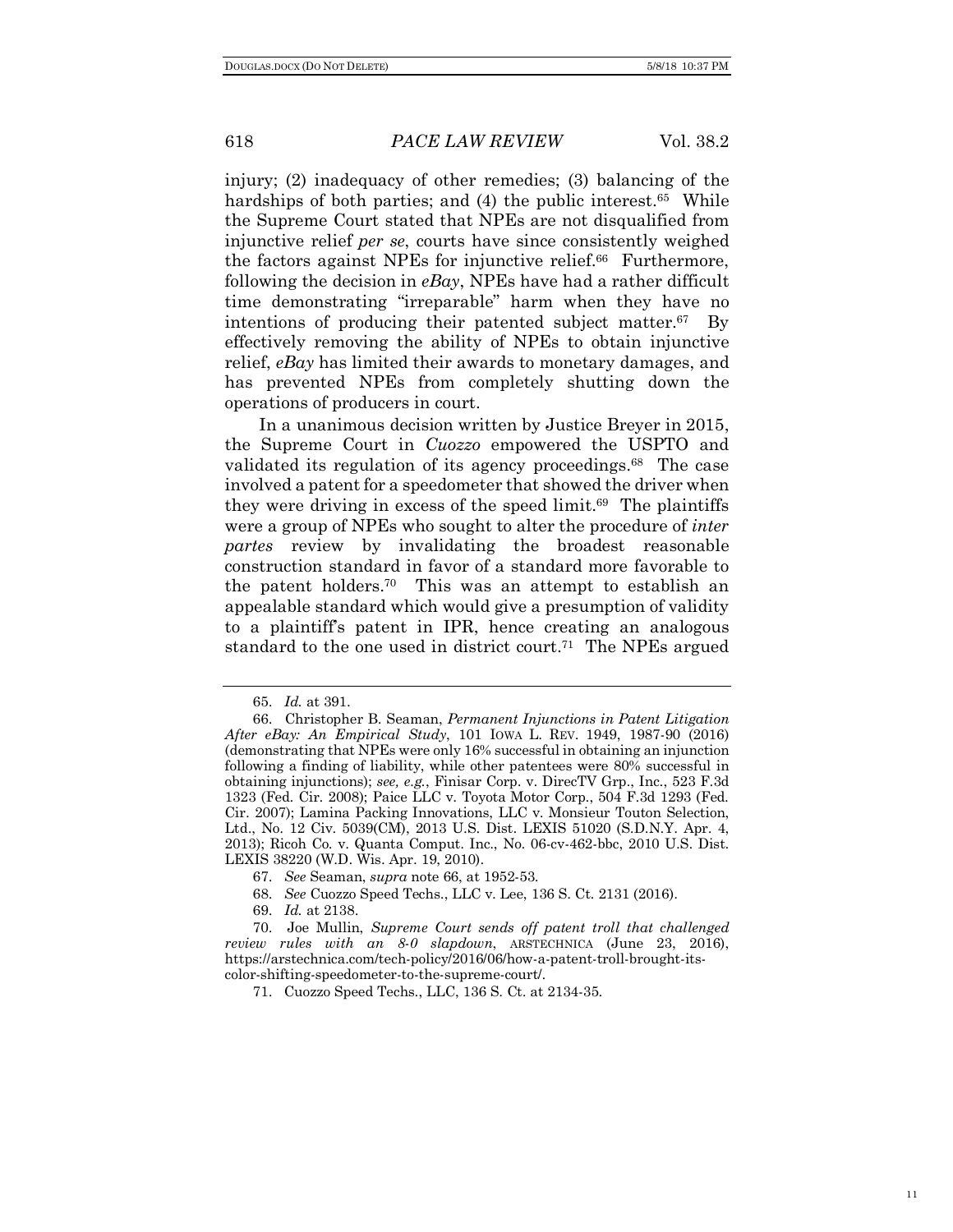injury; (2) inadequacy of other remedies; (3) balancing of the hardships of both parties; and (4) the public interest.[65] While the Supreme Court stated that NPEs are not disqualified from injunctive relief *per se*, courts have since consistently weighed the factors against NPEs for injunctive relief.[66] Furthermore, following the decision in *eBay*, NPEs have had a rather difficult time demonstrating "irreparable" harm when they have no intentions of producing their patented subject matter.[67] By effectively removing the ability of NPEs to obtain injunctive relief, *eBay* has limited their awards to monetary damages, and has prevented NPEs from completely shutting down the operations of producers in court.

In a unanimous decision written by Justice Breyer in 2015, the Supreme Court in *Cuozzo* empowered the USPTO and validated its regulation of its agency proceedings.[68] The case involved a patent for a speedometer that showed the driver when they were driving in excess of the speed limit.[69] The plaintiffs were a group of NPEs who sought to alter the procedure of *inter partes* review by invalidating the broadest reasonable construction standard in favor of a standard more favorable to the patent holders.[70] This was an attempt to establish an appealable standard which would give a presumption of validity to a plaintiff's patent in IPR, hence creating an analogous standard to the one used in district court.[71] The NPEs argued

---

65. *Id.* at 391.

66. Christopher B. Seaman, *Permanent Injunctions in Patent Litigation After eBay: An Empirical Study*, 101 IOWA L. REV. 1949, 1987-90 (2016) (demonstrating that NPEs were only 16% successful in obtaining an injunction following a finding of liability, while other patentees were 80% successful in obtaining injunctions); *see, e.g.*, Finisar Corp. v. DirecTV Grp., Inc., 523 F.3d 1323 (Fed. Cir. 2008); Paice LLC v. Toyota Motor Corp., 504 F.3d 1293 (Fed. Cir. 2007); Lamina Packing Innovations, LLC v. Monsieur Touton Selection, Ltd., No. 12 Civ. 5039(CM), 2013 U.S. Dist. LEXIS 51020 (S.D.N.Y. Apr. 4, 2013); Ricoh Co. v. Quanta Comput. Inc., No. 06-cv-462-bbc, 2010 U.S. Dist. LEXIS 38220 (W.D. Wis. Apr. 19, 2010).

67. *See* Seaman, *supra* note 66, at 1952-53.

68. *See* Cuozzo Speed Techs., LLC v. Lee, 136 S. Ct. 2131 (2016).

69. *Id.* at 2138.

70. Joe Mullin, *Supreme Court sends off patent troll that challenged review rules with an 8-0 slapdown*, ARSTECHNICA (June 23, 2016), https://arstechnica.com/tech-policy/2016/06/how-a-patent-troll-brought-its-color-shifting-speedometer-to-the-supreme-court/.

71. Cuozzo Speed Techs., LLC, 136 S. Ct. at 2134-35.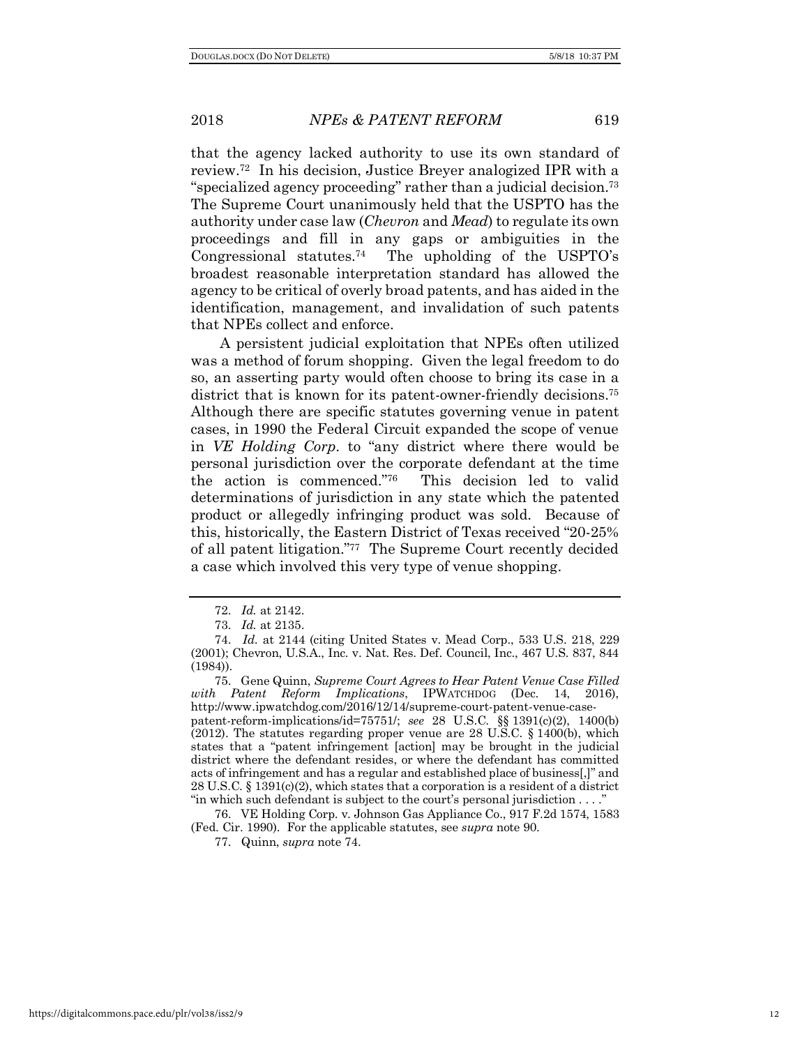that the agency lacked authority to use its own standard of review.[72] In his decision, Justice Breyer analogized IPR with a "specialized agency proceeding" rather than a judicial decision.[73] The Supreme Court unanimously held that the USPTO has the authority under case law (*Chevron* and *Mead*) to regulate its own proceedings and fill in any gaps or ambiguities in the Congressional statutes.[74] The upholding of the USPTO's broadest reasonable interpretation standard has allowed the agency to be critical of overly broad patents, and has aided in the identification, management, and invalidation of such patents that NPEs collect and enforce.

A persistent judicial exploitation that NPEs often utilized was a method of forum shopping. Given the legal freedom to do so, an asserting party would often choose to bring its case in a district that is known for its patent-owner-friendly decisions.[75] Although there are specific statutes governing venue in patent cases, in 1990 the Federal Circuit expanded the scope of venue in *VE Holding Corp*. to "any district where there would be personal jurisdiction over the corporate defendant at the time the action is commenced."[76] This decision led to valid determinations of jurisdiction in any state which the patented product or allegedly infringing product was sold. Because of this, historically, the Eastern District of Texas received "20-25% of all patent litigation."[77] The Supreme Court recently decided a case which involved this very type of venue shopping.

---

72. *Id.* at 2142.

73. *Id.* at 2135.

74. *Id.* at 2144 (citing United States v. Mead Corp., 533 U.S. 218, 229 (2001); Chevron, U.S.A., Inc. v. Nat. Res. Def. Council, Inc., 467 U.S. 837, 844 (1984)).

75. Gene Quinn, *Supreme Court Agrees to Hear Patent Venue Case Filled with Patent Reform Implications*, IPWATCHDOG (Dec. 14, 2016), http://www.ipwatchdog.com/2016/12/14/supreme-court-patent-venue-case-patent-reform-implications/id=75751/; *see* 28 U.S.C. §§ 1391(c)(2), 1400(b) (2012). The statutes regarding proper venue are 28 U.S.C. § 1400(b), which states that a "patent infringement [action] may be brought in the judicial district where the defendant resides, or where the defendant has committed acts of infringement and has a regular and established place of business[,]" and 28 U.S.C. § 1391(c)(2), which states that a corporation is a resident of a district "in which such defendant is subject to the court's personal jurisdiction . . . ."

76. VE Holding Corp. v. Johnson Gas Appliance Co., 917 F.2d 1574, 1583 (Fed. Cir. 1990). For the applicable statutes, see *supra* note 90.

77. Quinn, *supra* note 74.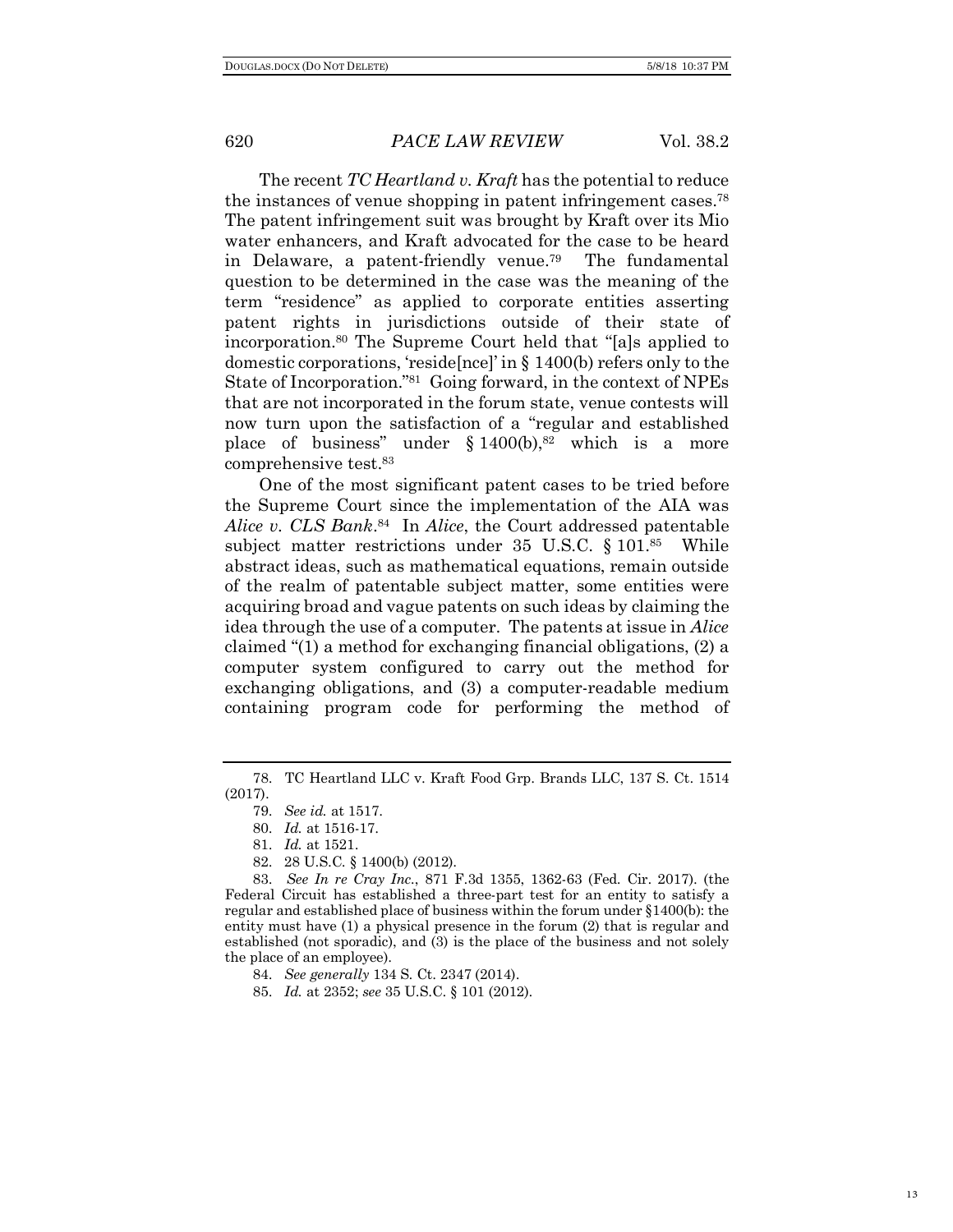The recent *TC Heartland v. Kraft* has the potential to reduce the instances of venue shopping in patent infringement cases.[78] The patent infringement suit was brought by Kraft over its Mio water enhancers, and Kraft advocated for the case to be heard in Delaware, a patent-friendly venue.[79] The fundamental question to be determined in the case was the meaning of the term "residence" as applied to corporate entities asserting patent rights in jurisdictions outside of their state of incorporation.[80] The Supreme Court held that "[a]s applied to domestic corporations, 'reside[nce]' in § 1400(b) refers only to the State of Incorporation."[81] Going forward, in the context of NPEs that are not incorporated in the forum state, venue contests will now turn upon the satisfaction of a "regular and established place of business" under § 1400(b),[82] which is a more comprehensive test.[83]

One of the most significant patent cases to be tried before the Supreme Court since the implementation of the AIA was *Alice v. CLS Bank*.[84] In *Alice*, the Court addressed patentable subject matter restrictions under 35 U.S.C. § 101.[85] While abstract ideas, such as mathematical equations, remain outside of the realm of patentable subject matter, some entities were acquiring broad and vague patents on such ideas by claiming the idea through the use of a computer. The patents at issue in *Alice* claimed "(1) a method for exchanging financial obligations, (2) a computer system configured to carry out the method for exchanging obligations, and (3) a computer-readable medium containing program code for performing the method of

---

78. TC Heartland LLC v. Kraft Food Grp. Brands LLC, 137 S. Ct. 1514 (2017).

79. *See id.* at 1517.

80. *Id.* at 1516-17.

81. *Id.* at 1521.

82. 28 U.S.C. § 1400(b) (2012).

83. *See In re Cray Inc.*, 871 F.3d 1355, 1362-63 (Fed. Cir. 2017). (the Federal Circuit has established a three-part test for an entity to satisfy a regular and established place of business within the forum under §1400(b): the entity must have (1) a physical presence in the forum (2) that is regular and established (not sporadic), and (3) is the place of the business and not solely the place of an employee).

84. *See generally* 134 S. Ct. 2347 (2014).

85. *Id.* at 2352; *see* 35 U.S.C. § 101 (2012).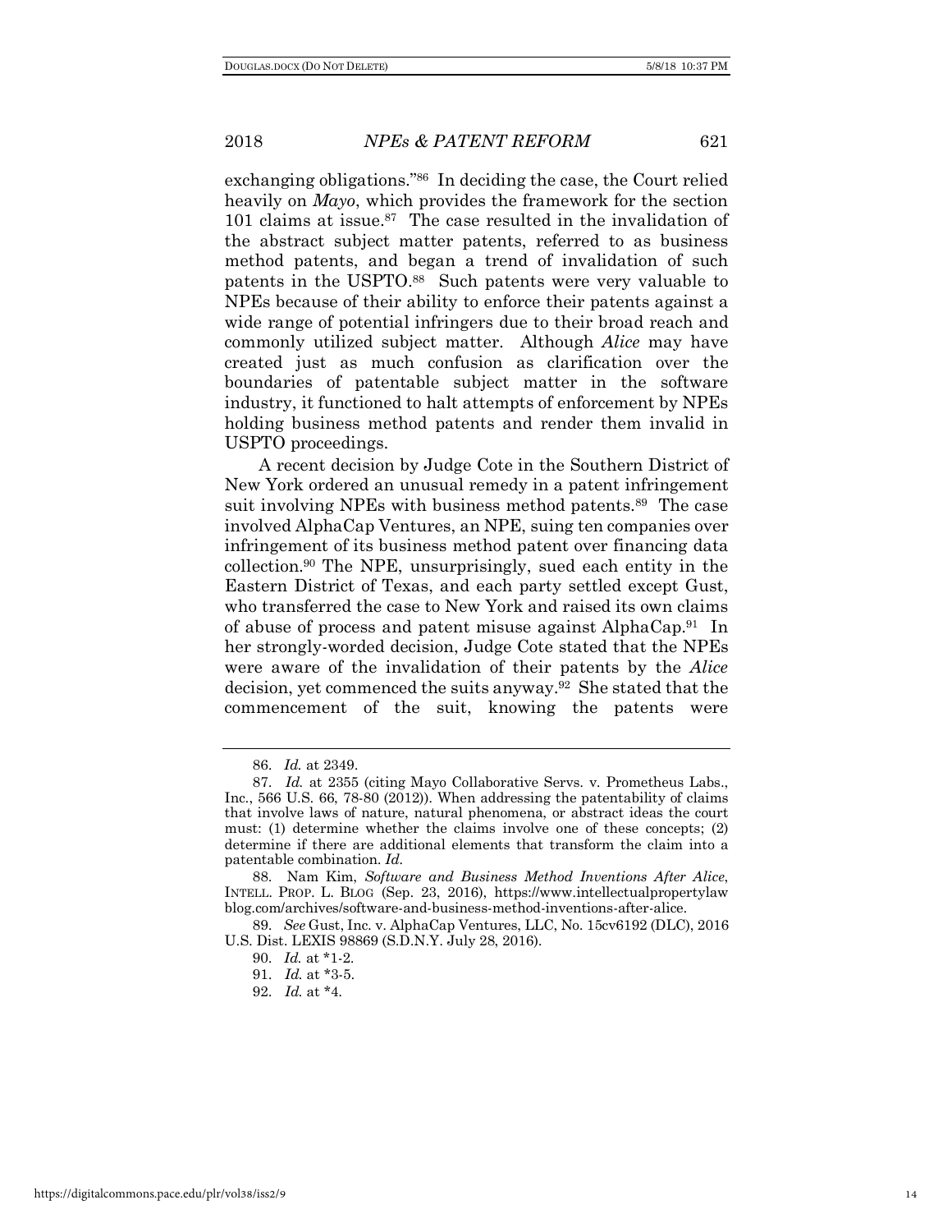exchanging obligations."[86] In deciding the case, the Court relied heavily on *Mayo*, which provides the framework for the section 101 claims at issue.[87] The case resulted in the invalidation of the abstract subject matter patents, referred to as business method patents, and began a trend of invalidation of such patents in the USPTO.[88] Such patents were very valuable to NPEs because of their ability to enforce their patents against a wide range of potential infringers due to their broad reach and commonly utilized subject matter. Although *Alice* may have created just as much confusion as clarification over the boundaries of patentable subject matter in the software industry, it functioned to halt attempts of enforcement by NPEs holding business method patents and render them invalid in USPTO proceedings.

A recent decision by Judge Cote in the Southern District of New York ordered an unusual remedy in a patent infringement suit involving NPEs with business method patents.[89] The case involved AlphaCap Ventures, an NPE, suing ten companies over infringement of its business method patent over financing data collection.[90] The NPE, unsurprisingly, sued each entity in the Eastern District of Texas, and each party settled except Gust, who transferred the case to New York and raised its own claims of abuse of process and patent misuse against AlphaCap.[91] In her strongly-worded decision, Judge Cote stated that the NPEs were aware of the invalidation of their patents by the *Alice* decision, yet commenced the suits anyway.[92] She stated that the commencement of the suit, knowing the patents were

---

86. *Id.* at 2349.

87. *Id.* at 2355 (citing Mayo Collaborative Servs. v. Prometheus Labs., Inc., 566 U.S. 66, 78-80 (2012)). When addressing the patentability of claims that involve laws of nature, natural phenomena, or abstract ideas the court must: (1) determine whether the claims involve one of these concepts; (2) determine if there are additional elements that transform the claim into a patentable combination. *Id.*

88. Nam Kim, *Software and Business Method Inventions After Alice*, INTELL. PROP. L. BLOG (Sep. 23, 2016), https://www.intellectualpropertylaw blog.com/archives/software-and-business-method-inventions-after-alice.

89. *See* Gust, Inc. v. AlphaCap Ventures, LLC, No. 15cv6192 (DLC), 2016 U.S. Dist. LEXIS 98869 (S.D.N.Y. July 28, 2016).

90. *Id.* at *1-2.

91. *Id.* at *3-5.

92. *Id.* at *4.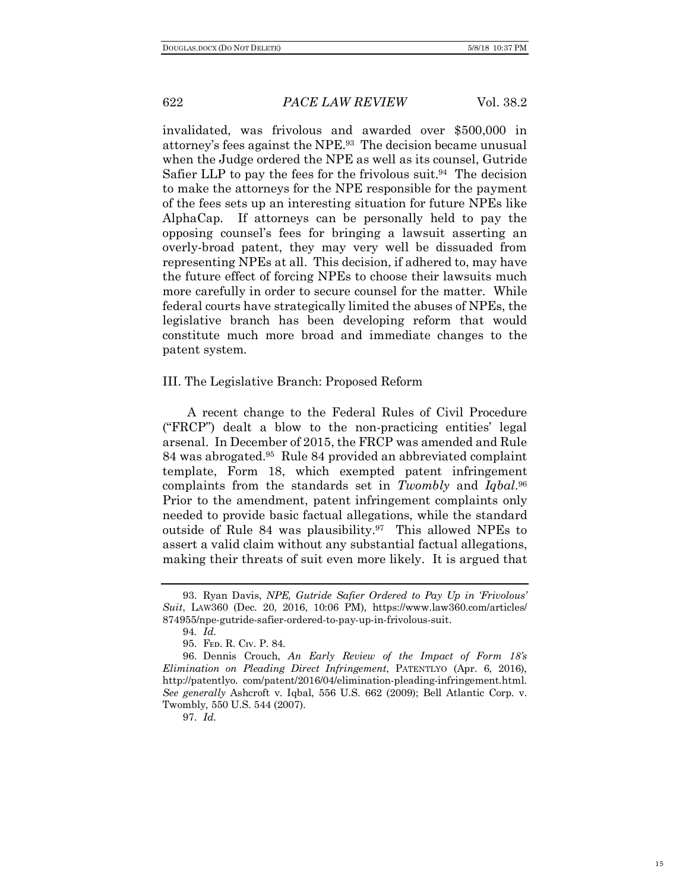invalidated, was frivolous and awarded over $500,000 in attorney's fees against the NPE.[93] The decision became unusual when the Judge ordered the NPE as well as its counsel, Gutride Safier LLP to pay the fees for the frivolous suit.[94] The decision to make the attorneys for the NPE responsible for the payment of the fees sets up an interesting situation for future NPEs like AlphaCap. If attorneys can be personally held to pay the opposing counsel's fees for bringing a lawsuit asserting an overly-broad patent, they may very well be dissuaded from representing NPEs at all. This decision, if adhered to, may have the future effect of forcing NPEs to choose their lawsuits much more carefully in order to secure counsel for the matter. While federal courts have strategically limited the abuses of NPEs, the legislative branch has been developing reform that would constitute much more broad and immediate changes to the patent system.

## III. The Legislative Branch: Proposed Reform

A recent change to the Federal Rules of Civil Procedure ("FRCP") dealt a blow to the non-practicing entities' legal arsenal. In December of 2015, the FRCP was amended and Rule 84 was abrogated.[95] Rule 84 provided an abbreviated complaint template, Form 18, which exempted patent infringement complaints from the standards set in *Twombly* and *Iqbal*.[96] Prior to the amendment, patent infringement complaints only needed to provide basic factual allegations, while the standard outside of Rule 84 was plausibility.[97] This allowed NPEs to assert a valid claim without any substantial factual allegations, making their threats of suit even more likely. It is argued that

---

93. Ryan Davis, *NPE, Gutride Safier Ordered to Pay Up in 'Frivolous' Suit*, LAW360 (Dec. 20, 2016, 10:06 PM), https://www.law360.com/articles/874955/npe-gutride-safier-ordered-to-pay-up-in-frivolous-suit.

94. *Id.*

95. FED. R. CIV. P. 84.

96. Dennis Crouch, *An Early Review of the Impact of Form 18's Elimination on Pleading Direct Infringement*, PATENTLYO (Apr. 6, 2016), http://patentlyo. com/patent/2016/04/elimination-pleading-infringement.html. *See generally* Ashcroft v. Iqbal, 556 U.S. 662 (2009); Bell Atlantic Corp. v. Twombly, 550 U.S. 544 (2007).

97. *Id.*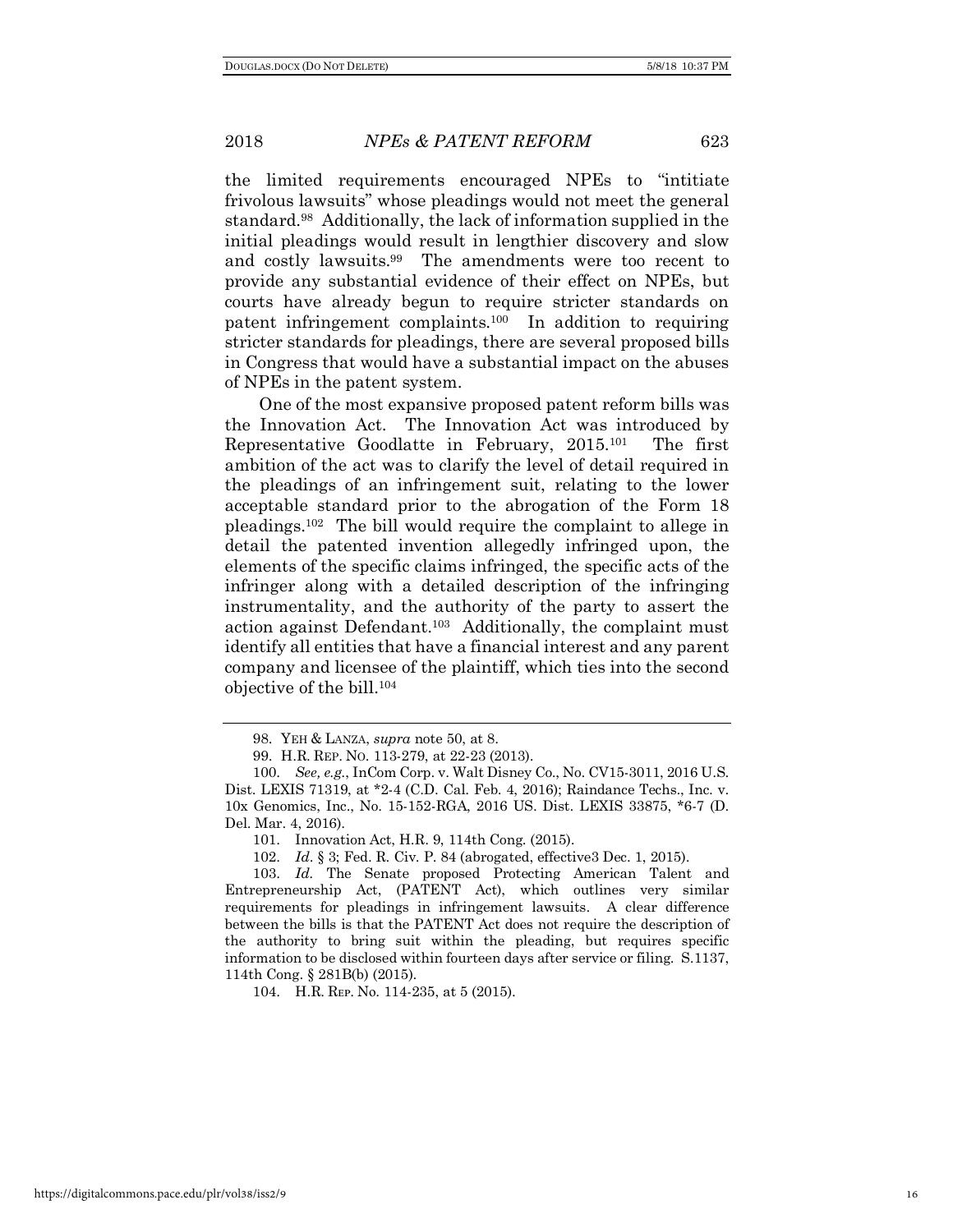the limited requirements encouraged NPEs to "intitiate frivolous lawsuits" whose pleadings would not meet the general standard.[98] Additionally, the lack of information supplied in the initial pleadings would result in lengthier discovery and slow and costly lawsuits.[99] The amendments were too recent to provide any substantial evidence of their effect on NPEs, but courts have already begun to require stricter standards on patent infringement complaints.[100] In addition to requiring stricter standards for pleadings, there are several proposed bills in Congress that would have a substantial impact on the abuses of NPEs in the patent system.

One of the most expansive proposed patent reform bills was the Innovation Act. The Innovation Act was introduced by Representative Goodlatte in February, 2015.[101] The first ambition of the act was to clarify the level of detail required in the pleadings of an infringement suit, relating to the lower acceptable standard prior to the abrogation of the Form 18 pleadings.[102] The bill would require the complaint to allege in detail the patented invention allegedly infringed upon, the elements of the specific claims infringed, the specific acts of the infringer along with a detailed description of the infringing instrumentality, and the authority of the party to assert the action against Defendant.[103] Additionally, the complaint must identify all entities that have a financial interest and any parent company and licensee of the plaintiff, which ties into the second objective of the bill.[104]

---

98. YEH & LANZA, *supra* note 50, at 8.

99. H.R. REP. NO. 113-279, at 22-23 (2013).

100. *See, e.g.*, InCom Corp. v. Walt Disney Co., No. CV15-3011, 2016 U.S. Dist. LEXIS 71319, at *2-4 (C.D. Cal. Feb. 4, 2016); Raindance Techs., Inc. v. 10x Genomics, Inc., No. 15-152-RGA, 2016 US. Dist. LEXIS 33875, *6-7 (D. Del. Mar. 4, 2016).

101. Innovation Act, H.R. 9, 114th Cong. (2015).

102. *Id.* § 3; Fed. R. Civ. P. 84 (abrogated, effective3 Dec. 1, 2015).

103. *Id.* The Senate proposed Protecting American Talent and Entrepreneurship Act, (PATENT Act), which outlines very similar requirements for pleadings in infringement lawsuits. A clear difference between the bills is that the PATENT Act does not require the description of the authority to bring suit within the pleading, but requires specific information to be disclosed within fourteen days after service or filing. S.1137, 114th Cong. § 281B(b) (2015).

104. H.R. REP. No. 114-235, at 5 (2015).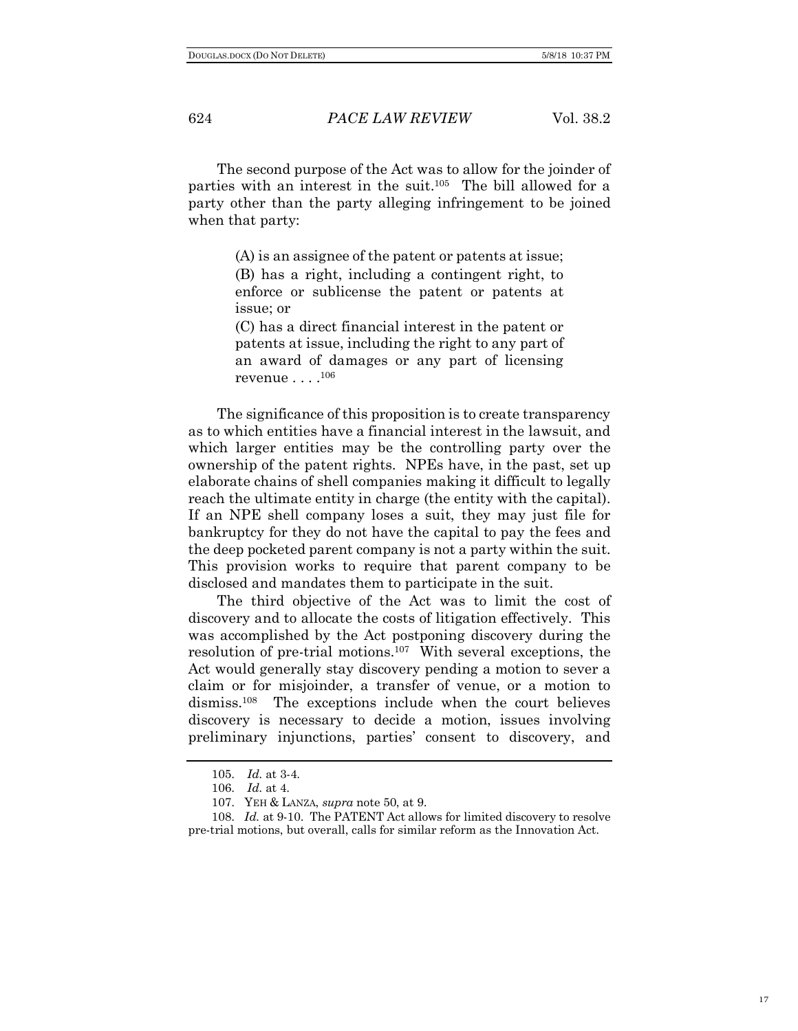The second purpose of the Act was to allow for the joinder of parties with an interest in the suit.[105] The bill allowed for a party other than the party alleging infringement to be joined when that party:

> (A) is an assignee of the patent or patents at issue;
> (B) has a right, including a contingent right, to enforce or sublicense the patent or patents at issue; or
> (C) has a direct financial interest in the patent or patents at issue, including the right to any part of an award of damages or any part of licensing revenue . . . .[106]

The significance of this proposition is to create transparency as to which entities have a financial interest in the lawsuit, and which larger entities may be the controlling party over the ownership of the patent rights. NPEs have, in the past, set up elaborate chains of shell companies making it difficult to legally reach the ultimate entity in charge (the entity with the capital). If an NPE shell company loses a suit, they may just file for bankruptcy for they do not have the capital to pay the fees and the deep pocketed parent company is not a party within the suit. This provision works to require that parent company to be disclosed and mandates them to participate in the suit.

The third objective of the Act was to limit the cost of discovery and to allocate the costs of litigation effectively. This was accomplished by the Act postponing discovery during the resolution of pre-trial motions.[107] With several exceptions, the Act would generally stay discovery pending a motion to sever a claim or for misjoinder, a transfer of venue, or a motion to dismiss.[108] The exceptions include when the court believes discovery is necessary to decide a motion, issues involving preliminary injunctions, parties' consent to discovery, and

---

105. *Id.* at 3-4.

106. *Id.* at 4.

107. YEH & LANZA, *supra* note 50, at 9.

108. *Id.* at 9-10. The PATENT Act allows for limited discovery to resolve pre-trial motions, but overall, calls for similar reform as the Innovation Act.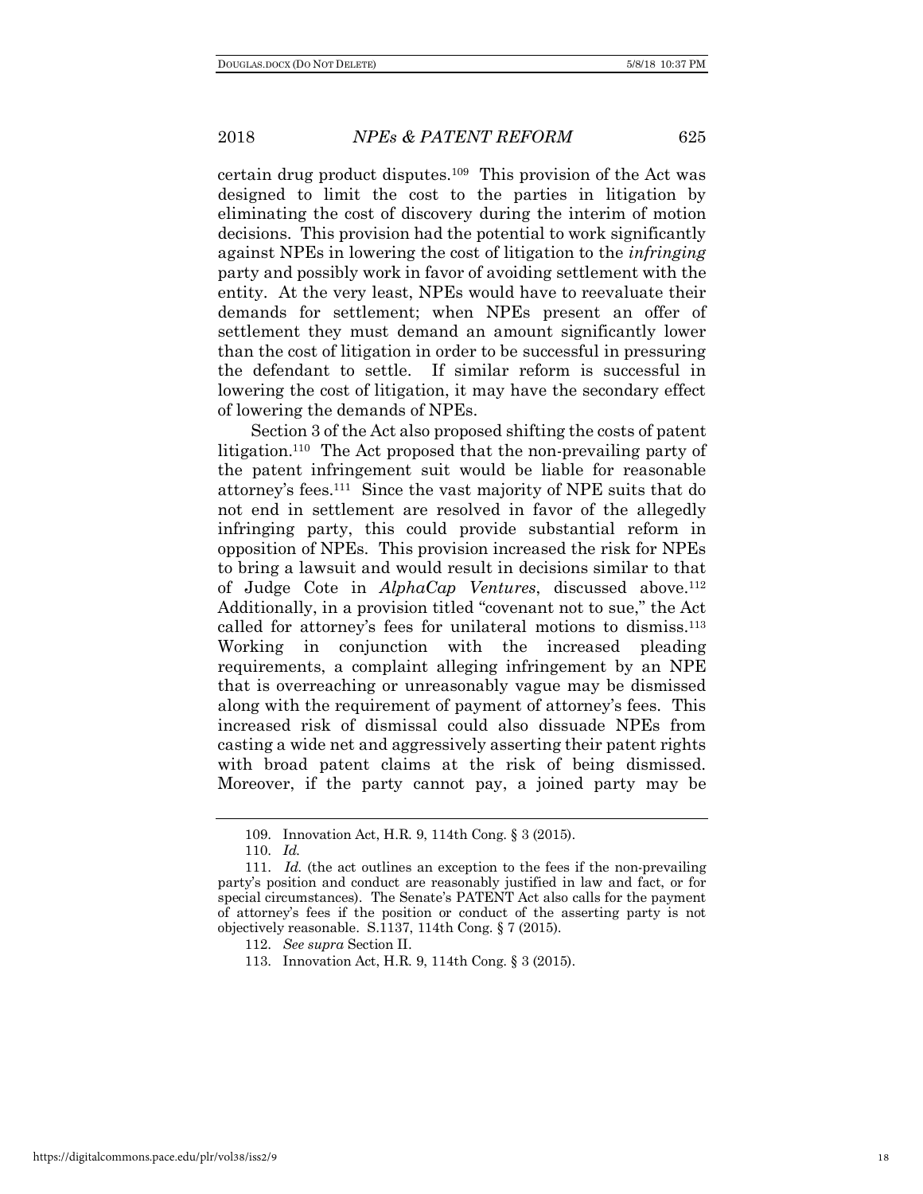certain drug product disputes.[109] This provision of the Act was designed to limit the cost to the parties in litigation by eliminating the cost of discovery during the interim of motion decisions. This provision had the potential to work significantly against NPEs in lowering the cost of litigation to the *infringing* party and possibly work in favor of avoiding settlement with the entity. At the very least, NPEs would have to reevaluate their demands for settlement; when NPEs present an offer of settlement they must demand an amount significantly lower than the cost of litigation in order to be successful in pressuring the defendant to settle. If similar reform is successful in lowering the cost of litigation, it may have the secondary effect of lowering the demands of NPEs.

Section 3 of the Act also proposed shifting the costs of patent litigation.[110] The Act proposed that the non-prevailing party of the patent infringement suit would be liable for reasonable attorney's fees.[111] Since the vast majority of NPE suits that do not end in settlement are resolved in favor of the allegedly infringing party, this could provide substantial reform in opposition of NPEs. This provision increased the risk for NPEs to bring a lawsuit and would result in decisions similar to that of Judge Cote in *AlphaCap Ventures*, discussed above.[112] Additionally, in a provision titled "covenant not to sue," the Act called for attorney's fees for unilateral motions to dismiss.[113] Working in conjunction with the increased pleading requirements, a complaint alleging infringement by an NPE that is overreaching or unreasonably vague may be dismissed along with the requirement of payment of attorney's fees. This increased risk of dismissal could also dissuade NPEs from casting a wide net and aggressively asserting their patent rights with broad patent claims at the risk of being dismissed. Moreover, if the party cannot pay, a joined party may be

---

109. Innovation Act, H.R. 9, 114th Cong. § 3 (2015).

110. *Id.*

111. *Id.* (the act outlines an exception to the fees if the non-prevailing party's position and conduct are reasonably justified in law and fact, or for special circumstances). The Senate's PATENT Act also calls for the payment of attorney's fees if the position or conduct of the asserting party is not objectively reasonable. S.1137, 114th Cong. § 7 (2015).

112. *See supra* Section II.

113. Innovation Act, H.R. 9, 114th Cong. § 3 (2015).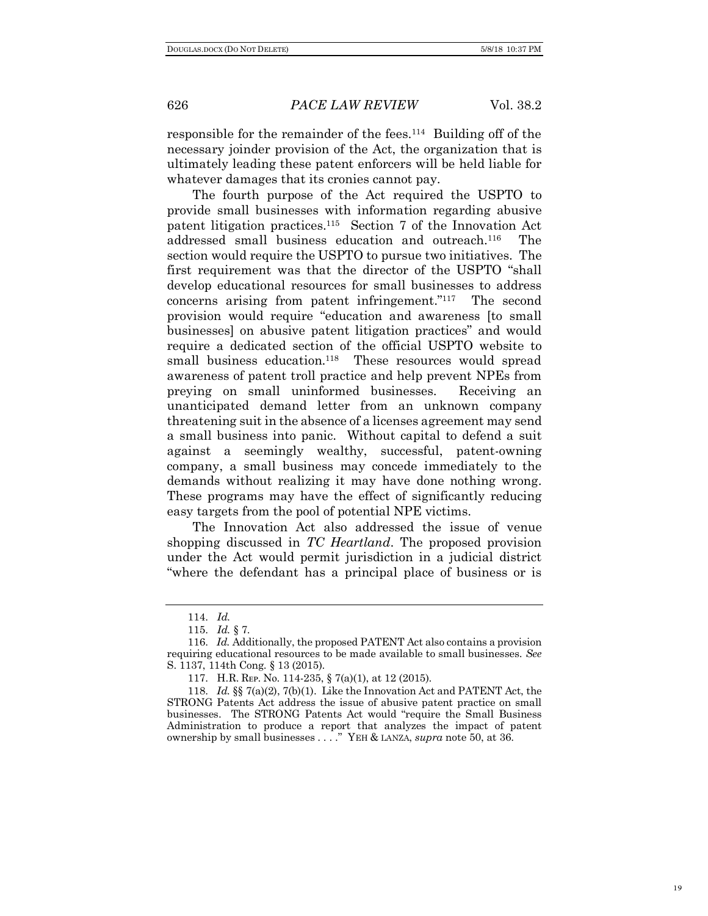responsible for the remainder of the fees.[114] Building off of the necessary joinder provision of the Act, the organization that is ultimately leading these patent enforcers will be held liable for whatever damages that its cronies cannot pay.

The fourth purpose of the Act required the USPTO to provide small businesses with information regarding abusive patent litigation practices.[115] Section 7 of the Innovation Act addressed small business education and outreach.[116] The section would require the USPTO to pursue two initiatives. The first requirement was that the director of the USPTO "shall develop educational resources for small businesses to address concerns arising from patent infringement."[117] The second provision would require "education and awareness [to small businesses] on abusive patent litigation practices" and would require a dedicated section of the official USPTO website to small business education.[118] These resources would spread awareness of patent troll practice and help prevent NPEs from preying on small uninformed businesses. Receiving an unanticipated demand letter from an unknown company threatening suit in the absence of a licenses agreement may send a small business into panic. Without capital to defend a suit against a seemingly wealthy, successful, patent-owning company, a small business may concede immediately to the demands without realizing it may have done nothing wrong. These programs may have the effect of significantly reducing easy targets from the pool of potential NPE victims.

The Innovation Act also addressed the issue of venue shopping discussed in *TC Heartland*. The proposed provision under the Act would permit jurisdiction in a judicial district "where the defendant has a principal place of business or is

---

114. *Id.*

115. *Id.* § 7.

116. *Id.* Additionally, the proposed PATENT Act also contains a provision requiring educational resources to be made available to small businesses. *See* S. 1137, 114th Cong. § 13 (2015).

117. H.R. REP. No. 114-235, § 7(a)(1), at 12 (2015).

118. *Id.* §§ 7(a)(2), 7(b)(1). Like the Innovation Act and PATENT Act, the STRONG Patents Act address the issue of abusive patent practice on small businesses. The STRONG Patents Act would "require the Small Business Administration to produce a report that analyzes the impact of patent ownership by small businesses . . . ." YEH & LANZA, *supra* note 50, at 36.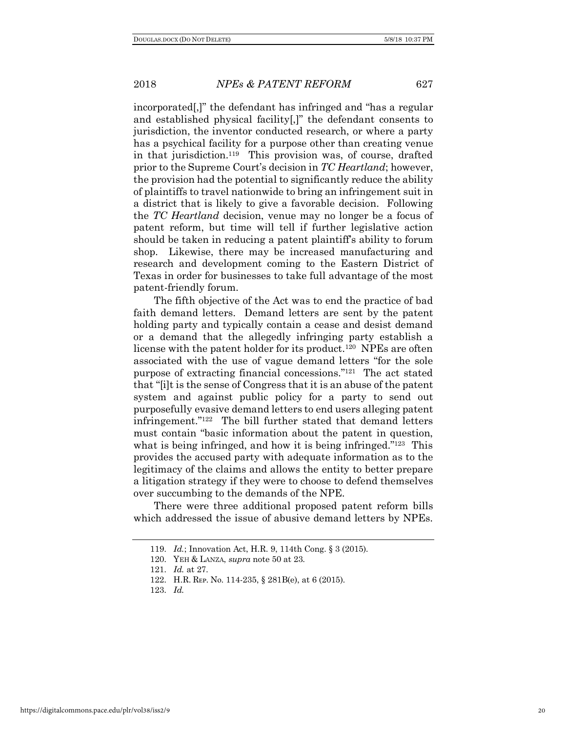incorporated[,]" the defendant has infringed and "has a regular and established physical facility[,]" the defendant consents to jurisdiction, the inventor conducted research, or where a party has a psychical facility for a purpose other than creating venue in that jurisdiction.[119] This provision was, of course, drafted prior to the Supreme Court's decision in *TC Heartland*; however, the provision had the potential to significantly reduce the ability of plaintiffs to travel nationwide to bring an infringement suit in a district that is likely to give a favorable decision. Following the *TC Heartland* decision, venue may no longer be a focus of patent reform, but time will tell if further legislative action should be taken in reducing a patent plaintiff's ability to forum shop. Likewise, there may be increased manufacturing and research and development coming to the Eastern District of Texas in order for businesses to take full advantage of the most patent-friendly forum.

The fifth objective of the Act was to end the practice of bad faith demand letters. Demand letters are sent by the patent holding party and typically contain a cease and desist demand or a demand that the allegedly infringing party establish a license with the patent holder for its product.[120] NPEs are often associated with the use of vague demand letters "for the sole purpose of extracting financial concessions."[121] The act stated that "[i]t is the sense of Congress that it is an abuse of the patent system and against public policy for a party to send out purposefully evasive demand letters to end users alleging patent infringement."[122] The bill further stated that demand letters must contain "basic information about the patent in question, what is being infringed, and how it is being infringed."[123] This provides the accused party with adequate information as to the legitimacy of the claims and allows the entity to better prepare a litigation strategy if they were to choose to defend themselves over succumbing to the demands of the NPE.

There were three additional proposed patent reform bills which addressed the issue of abusive demand letters by NPEs.

---

119. *Id.*; Innovation Act, H.R. 9, 114th Cong. § 3 (2015).

120. YEH & LANZA, *supra* note 50 at 23.

121. *Id.* at 27.

122. H.R. REP. No. 114-235, § 281B(e), at 6 (2015).

123. *Id.*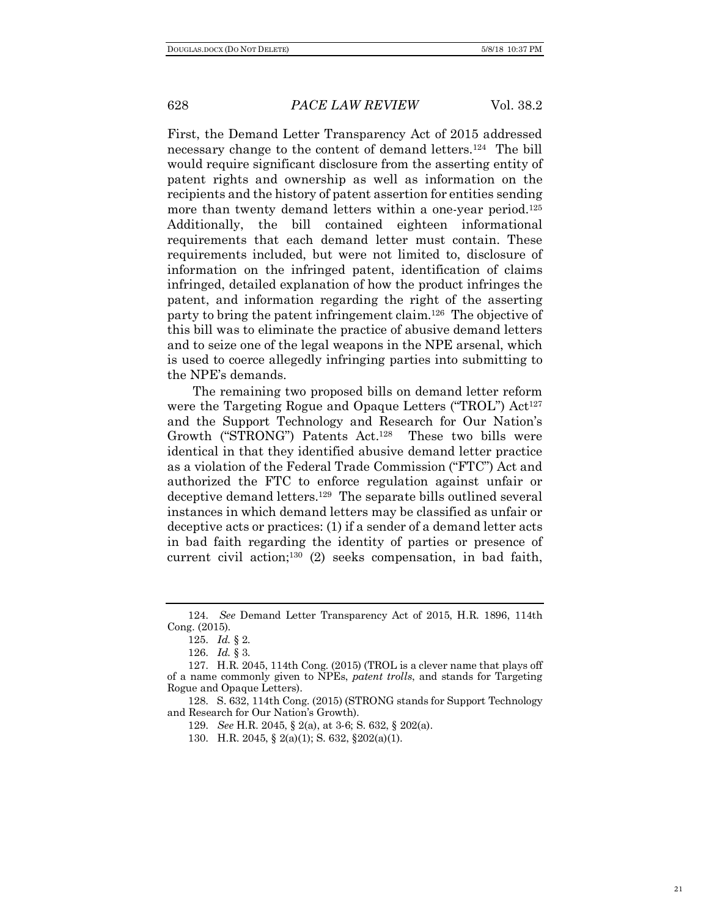First, the Demand Letter Transparency Act of 2015 addressed necessary change to the content of demand letters.[124] The bill would require significant disclosure from the asserting entity of patent rights and ownership as well as information on the recipients and the history of patent assertion for entities sending more than twenty demand letters within a one-year period.[125] Additionally, the bill contained eighteen informational requirements that each demand letter must contain. These requirements included, but were not limited to, disclosure of information on the infringed patent, identification of claims infringed, detailed explanation of how the product infringes the patent, and information regarding the right of the asserting party to bring the patent infringement claim.[126] The objective of this bill was to eliminate the practice of abusive demand letters and to seize one of the legal weapons in the NPE arsenal, which is used to coerce allegedly infringing parties into submitting to the NPE's demands.

The remaining two proposed bills on demand letter reform were the Targeting Rogue and Opaque Letters ("TROL") Act[127] and the Support Technology and Research for Our Nation's Growth ("STRONG") Patents Act.[128] These two bills were identical in that they identified abusive demand letter practice as a violation of the Federal Trade Commission ("FTC") Act and authorized the FTC to enforce regulation against unfair or deceptive demand letters.[129] The separate bills outlined several instances in which demand letters may be classified as unfair or deceptive acts or practices: (1) if a sender of a demand letter acts in bad faith regarding the identity of parties or presence of current civil action;[130] (2) seeks compensation, in bad faith,

---

124. *See* Demand Letter Transparency Act of 2015, H.R. 1896, 114th Cong. (2015).

125. *Id.* § 2.

126. *Id.* § 3.

127. H.R. 2045, 114th Cong. (2015) (TROL is a clever name that plays off of a name commonly given to NPEs, *patent trolls*, and stands for Targeting Rogue and Opaque Letters).

128. S. 632, 114th Cong. (2015) (STRONG stands for Support Technology and Research for Our Nation's Growth).

129. *See* H.R. 2045, § 2(a), at 3-6; S. 632, § 202(a).

130. H.R. 2045, § 2(a)(1); S. 632, §202(a)(1).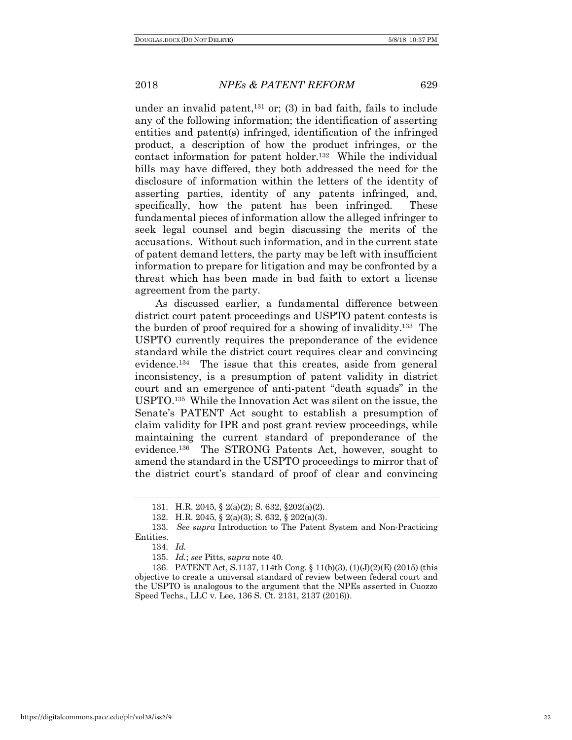under an invalid patent,[131] or; (3) in bad faith, fails to include any of the following information; the identification of asserting entities and patent(s) infringed, identification of the infringed product, a description of how the product infringes, or the contact information for patent holder.[132] While the individual bills may have differed, they both addressed the need for the disclosure of information within the letters of the identity of asserting parties, identity of any patents infringed, and, specifically, how the patent has been infringed. These fundamental pieces of information allow the alleged infringer to seek legal counsel and begin discussing the merits of the accusations. Without such information, and in the current state of patent demand letters, the party may be left with insufficient information to prepare for litigation and may be confronted by a threat which has been made in bad faith to extort a license agreement from the party.

As discussed earlier, a fundamental difference between district court patent proceedings and USPTO patent contests is the burden of proof required for a showing of invalidity.[133] The USPTO currently requires the preponderance of the evidence standard while the district court requires clear and convincing evidence.[134] The issue that this creates, aside from general inconsistency, is a presumption of patent validity in district court and an emergence of anti-patent "death squads" in the USPTO.[135] While the Innovation Act was silent on the issue, the Senate's PATENT Act sought to establish a presumption of claim validity for IPR and post grant review proceedings, while maintaining the current standard of preponderance of the evidence.[136] The STRONG Patents Act, however, sought to amend the standard in the USPTO proceedings to mirror that of the district court's standard of proof of clear and convincing

---

131. H.R. 2045, § 2(a)(2); S. 632, §202(a)(2).

132. H.R. 2045, § 2(a)(3); S. 632, § 202(a)(3).

133. *See supra* Introduction to The Patent System and Non-Practicing Entities.

134. *Id.*

135. *Id.*; *see* Pitts, *supra* note 40.

136. PATENT Act, S.1137, 114th Cong. § 11(b)(3), (1)(J)(2)(E) (2015) (this objective to create a universal standard of review between federal court and the USPTO is analogous to the argument that the NPEs asserted in Cuozzo Speed Techs., LLC v. Lee, 136 S. Ct. 2131, 2137 (2016)).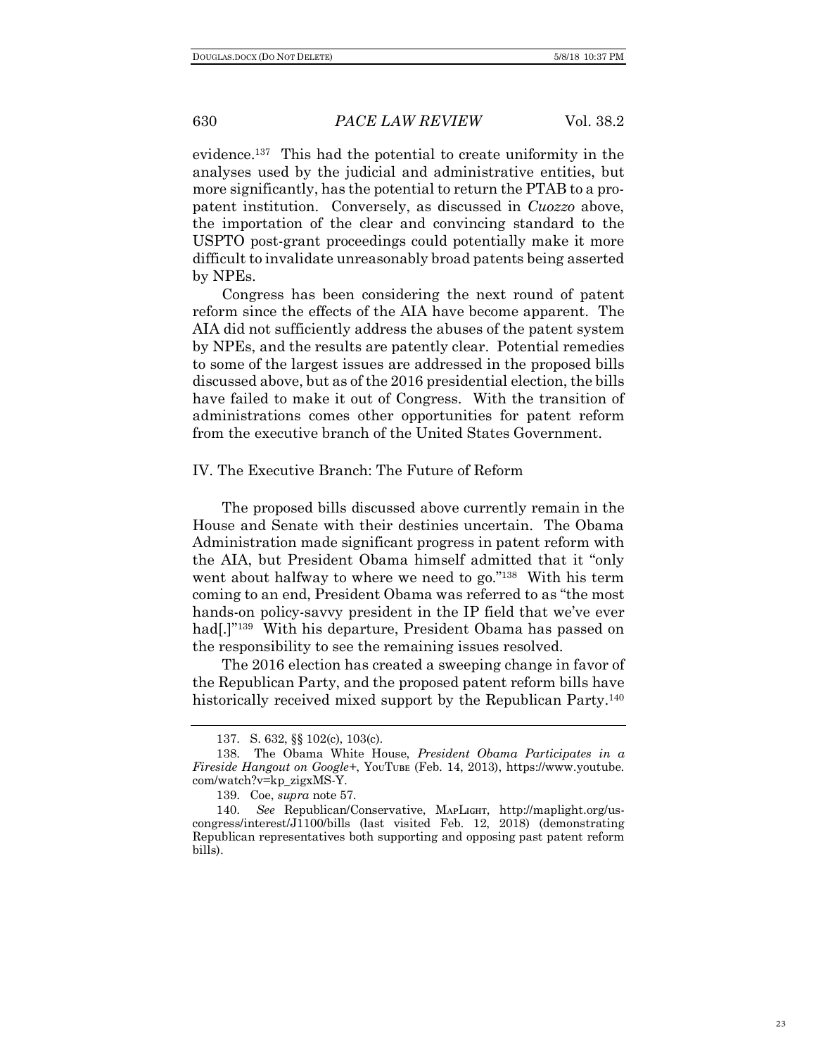evidence.[137] This had the potential to create uniformity in the analyses used by the judicial and administrative entities, but more significantly, has the potential to return the PTAB to a pro-patent institution. Conversely, as discussed in *Cuozzo* above, the importation of the clear and convincing standard to the USPTO post-grant proceedings could potentially make it more difficult to invalidate unreasonably broad patents being asserted by NPEs.

Congress has been considering the next round of patent reform since the effects of the AIA have become apparent. The AIA did not sufficiently address the abuses of the patent system by NPEs, and the results are patently clear. Potential remedies to some of the largest issues are addressed in the proposed bills discussed above, but as of the 2016 presidential election, the bills have failed to make it out of Congress. With the transition of administrations comes other opportunities for patent reform from the executive branch of the United States Government.

## IV. The Executive Branch: The Future of Reform

The proposed bills discussed above currently remain in the House and Senate with their destinies uncertain. The Obama Administration made significant progress in patent reform with the AIA, but President Obama himself admitted that it "only went about halfway to where we need to go."[138] With his term coming to an end, President Obama was referred to as "the most hands-on policy-savvy president in the IP field that we've ever had[.]"[139] With his departure, President Obama has passed on the responsibility to see the remaining issues resolved.

The 2016 election has created a sweeping change in favor of the Republican Party, and the proposed patent reform bills have historically received mixed support by the Republican Party.[140]

---

137. S. 632, §§ 102(c), 103(c).

138. The Obama White House, *President Obama Participates in a Fireside Hangout on Google+*, YOUTUBE (Feb. 14, 2013), https://www.youtube.com/watch?v=kp_zigxMS-Y.

139. Coe, *supra* note 57.

140. *See* Republican/Conservative, MAPLIGHT, http://maplight.org/us-congress/interest/J1100/bills (last visited Feb. 12, 2018) (demonstrating Republican representatives both supporting and opposing past patent reform bills).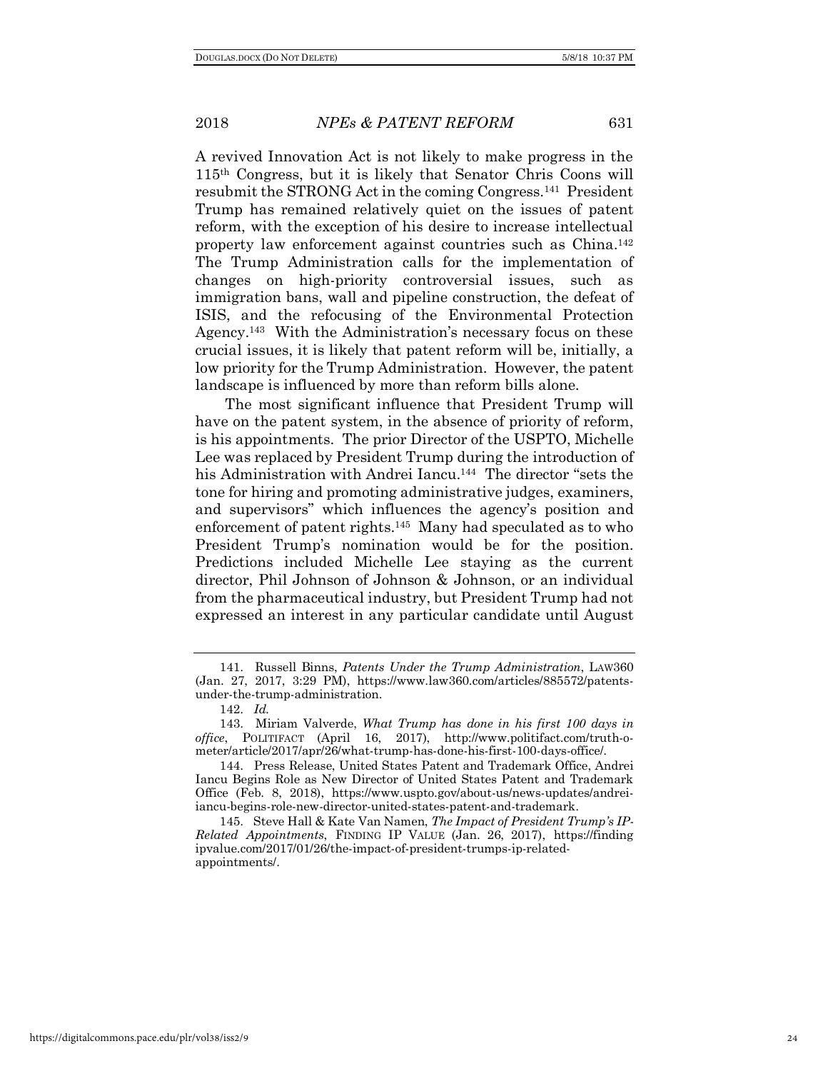A revived Innovation Act is not likely to make progress in the 115th Congress, but it is likely that Senator Chris Coons will resubmit the STRONG Act in the coming Congress.[141] President Trump has remained relatively quiet on the issues of patent reform, with the exception of his desire to increase intellectual property law enforcement against countries such as China.[142] The Trump Administration calls for the implementation of changes on high-priority controversial issues, such as immigration bans, wall and pipeline construction, the defeat of ISIS, and the refocusing of the Environmental Protection Agency.[143] With the Administration's necessary focus on these crucial issues, it is likely that patent reform will be, initially, a low priority for the Trump Administration. However, the patent landscape is influenced by more than reform bills alone.

The most significant influence that President Trump will have on the patent system, in the absence of priority of reform, is his appointments. The prior Director of the USPTO, Michelle Lee was replaced by President Trump during the introduction of his Administration with Andrei Iancu.[144] The director "sets the tone for hiring and promoting administrative judges, examiners, and supervisors" which influences the agency's position and enforcement of patent rights.[145] Many had speculated as to who President Trump's nomination would be for the position. Predictions included Michelle Lee staying as the current director, Phil Johnson of Johnson & Johnson, or an individual from the pharmaceutical industry, but President Trump had not expressed an interest in any particular candidate until August

---

141. Russell Binns, *Patents Under the Trump Administration*, LAW360 (Jan. 27, 2017, 3:29 PM), https://www.law360.com/articles/885572/patents-under-the-trump-administration.

142. *Id.*

143. Miriam Valverde, *What Trump has done in his first 100 days in office*, POLITIFACT (April 16, 2017), http://www.politifact.com/truth-o-meter/article/2017/apr/26/what-trump-has-done-his-first-100-days-office/.

144. Press Release, United States Patent and Trademark Office, Andrei Iancu Begins Role as New Director of United States Patent and Trademark Office (Feb. 8, 2018), https://www.uspto.gov/about-us/news-updates/andrei-iancu-begins-role-new-director-united-states-patent-and-trademark.

145. Steve Hall & Kate Van Namen, *The Impact of President Trump's IP-Related Appointments*, FINDING IP VALUE (Jan. 26, 2017), https://findingipvalue.com/2017/01/26/the-impact-of-president-trumps-ip-related-appointments/.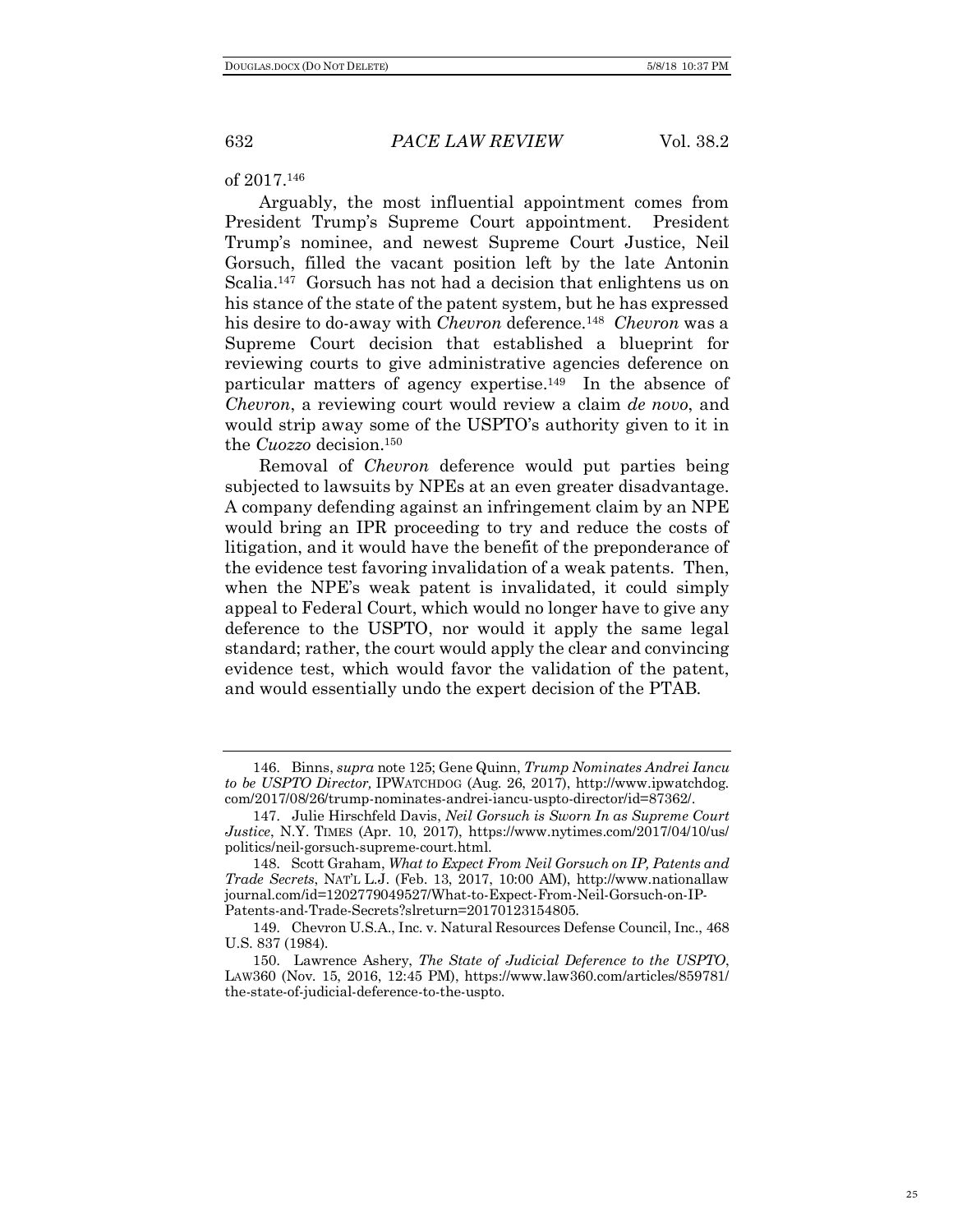of 2017.[146]

Arguably, the most influential appointment comes from President Trump's Supreme Court appointment. President Trump's nominee, and newest Supreme Court Justice, Neil Gorsuch, filled the vacant position left by the late Antonin Scalia.[147] Gorsuch has not had a decision that enlightens us on his stance of the state of the patent system, but he has expressed his desire to do-away with *Chevron* deference.[148] *Chevron* was a Supreme Court decision that established a blueprint for reviewing courts to give administrative agencies deference on particular matters of agency expertise.[149] In the absence of *Chevron*, a reviewing court would review a claim *de novo*, and would strip away some of the USPTO's authority given to it in the *Cuozzo* decision.[150]

Removal of *Chevron* deference would put parties being subjected to lawsuits by NPEs at an even greater disadvantage. A company defending against an infringement claim by an NPE would bring an IPR proceeding to try and reduce the costs of litigation, and it would have the benefit of the preponderance of the evidence test favoring invalidation of a weak patents. Then, when the NPE's weak patent is invalidated, it could simply appeal to Federal Court, which would no longer have to give any deference to the USPTO, nor would it apply the same legal standard; rather, the court would apply the clear and convincing evidence test, which would favor the validation of the patent, and would essentially undo the expert decision of the PTAB.

---

146. Binns, *supra* note 125; Gene Quinn, *Trump Nominates Andrei Iancu to be USPTO Director,* IPWATCHDOG (Aug. 26, 2017), http://www.ipwatchdog.com/2017/08/26/trump-nominates-andrei-iancu-uspto-director/id=87362/.

147. Julie Hirschfeld Davis, *Neil Gorsuch is Sworn In as Supreme Court Justice*, N.Y. TIMES (Apr. 10, 2017), https://www.nytimes.com/2017/04/10/us/politics/neil-gorsuch-supreme-court.html.

148. Scott Graham, *What to Expect From Neil Gorsuch on IP, Patents and Trade Secrets*, NAT'L L.J. (Feb. 13, 2017, 10:00 AM), http://www.nationallawjournal.com/id=1202779049527/What-to-Expect-From-Neil-Gorsuch-on-IP-Patents-and-Trade-Secrets?slreturn=20170123154805.

149. Chevron U.S.A., Inc. v. Natural Resources Defense Council, Inc., 468 U.S. 837 (1984).

150. Lawrence Ashery, *The State of Judicial Deference to the USPTO*, LAW360 (Nov. 15, 2016, 12:45 PM), https://www.law360.com/articles/859781/the-state-of-judicial-deference-to-the-uspto.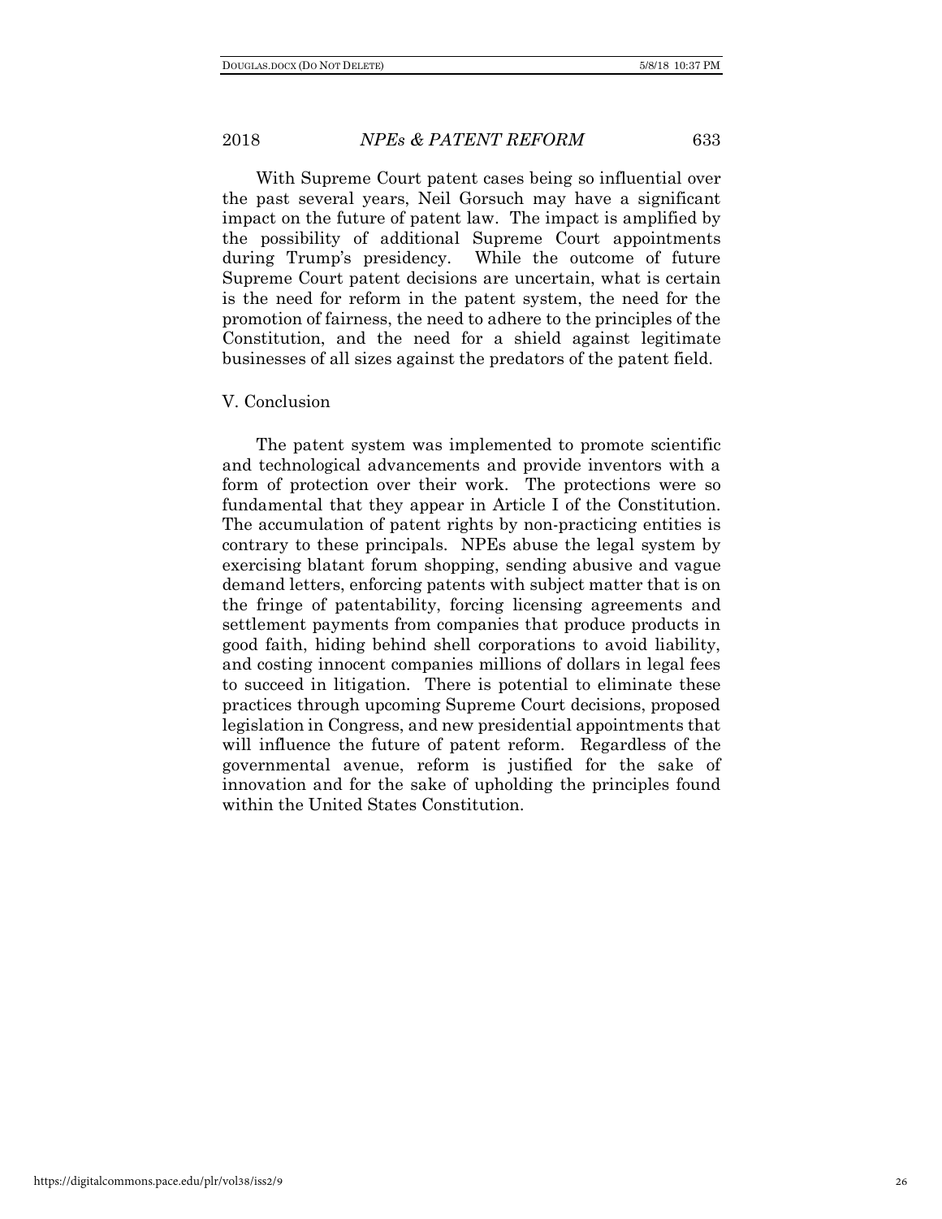With Supreme Court patent cases being so influential over the past several years, Neil Gorsuch may have a significant impact on the future of patent law. The impact is amplified by the possibility of additional Supreme Court appointments during Trump's presidency. While the outcome of future Supreme Court patent decisions are uncertain, what is certain is the need for reform in the patent system, the need for the promotion of fairness, the need to adhere to the principles of the Constitution, and the need for a shield against legitimate businesses of all sizes against the predators of the patent field.

## V. Conclusion

The patent system was implemented to promote scientific and technological advancements and provide inventors with a form of protection over their work. The protections were so fundamental that they appear in Article I of the Constitution. The accumulation of patent rights by non-practicing entities is contrary to these principals. NPEs abuse the legal system by exercising blatant forum shopping, sending abusive and vague demand letters, enforcing patents with subject matter that is on the fringe of patentability, forcing licensing agreements and settlement payments from companies that produce products in good faith, hiding behind shell corporations to avoid liability, and costing innocent companies millions of dollars in legal fees to succeed in litigation. There is potential to eliminate these practices through upcoming Supreme Court decisions, proposed legislation in Congress, and new presidential appointments that will influence the future of patent reform. Regardless of the governmental avenue, reform is justified for the sake of innovation and for the sake of upholding the principles found within the United States Constitution.